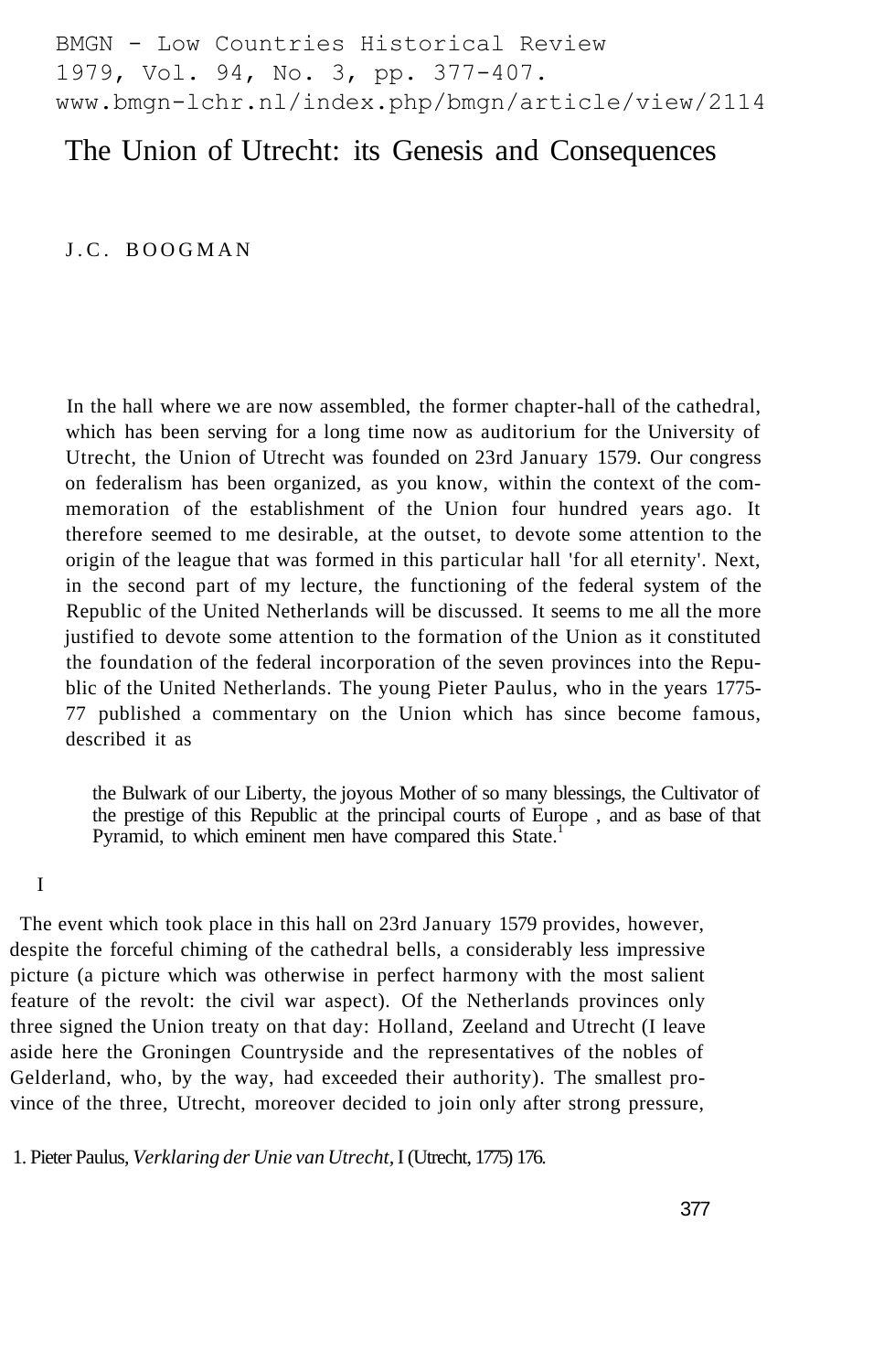# The Union of Utrecht: its Genesis and Consequences

J.C. BOOGMAN

In the hall where we are now assembled, the former chapter-hall of the cathedral, which has been serving for a long time now as auditorium for the University of Utrecht, the Union of Utrecht was founded on 23rd January 1579. Our congress on federalism has been organized, as you know, within the context of the commemoration of the establishment of the Union four hundred years ago. It therefore seemed to me desirable, at the outset, to devote some attention to the origin of the league that was formed in this particular hall 'for all eternity'. Next, in the second part of my lecture, the functioning of the federal system of the Republic of the United Netherlands will be discussed. It seems to me all the more justified to devote some attention to the formation of the Union as it constituted the foundation of the federal incorporation of the seven provinces into the Republic of the United Netherlands. The young Pieter Paulus, who in the years 1775-77 published a commentary on the Union which has since become famous, described it as

> the Bulwark of our Liberty, the joyous Mother of so many blessings, the Cultivator of the prestige of this Republic at the principal courts of Europe , and as base of that Pyramid, to which eminent men have compared this State.[1]

## I

The event which took place in this hall on 23rd January 1579 provides, however, despite the forceful chiming of the cathedral bells, a considerably less impressive picture (a picture which was otherwise in perfect harmony with the most salient feature of the revolt: the civil war aspect). Of the Netherlands provinces only three signed the Union treaty on that day: Holland, Zeeland and Utrecht (I leave aside here the Groningen Countryside and the representatives of the nobles of Gelderland, who, by the way, had exceeded their authority). The smallest province of the three, Utrecht, moreover decided to join only after strong pressure,

1. Pieter Paulus, *Verklaring der Unie van Utrecht*, I (Utrecht, 1775) 176.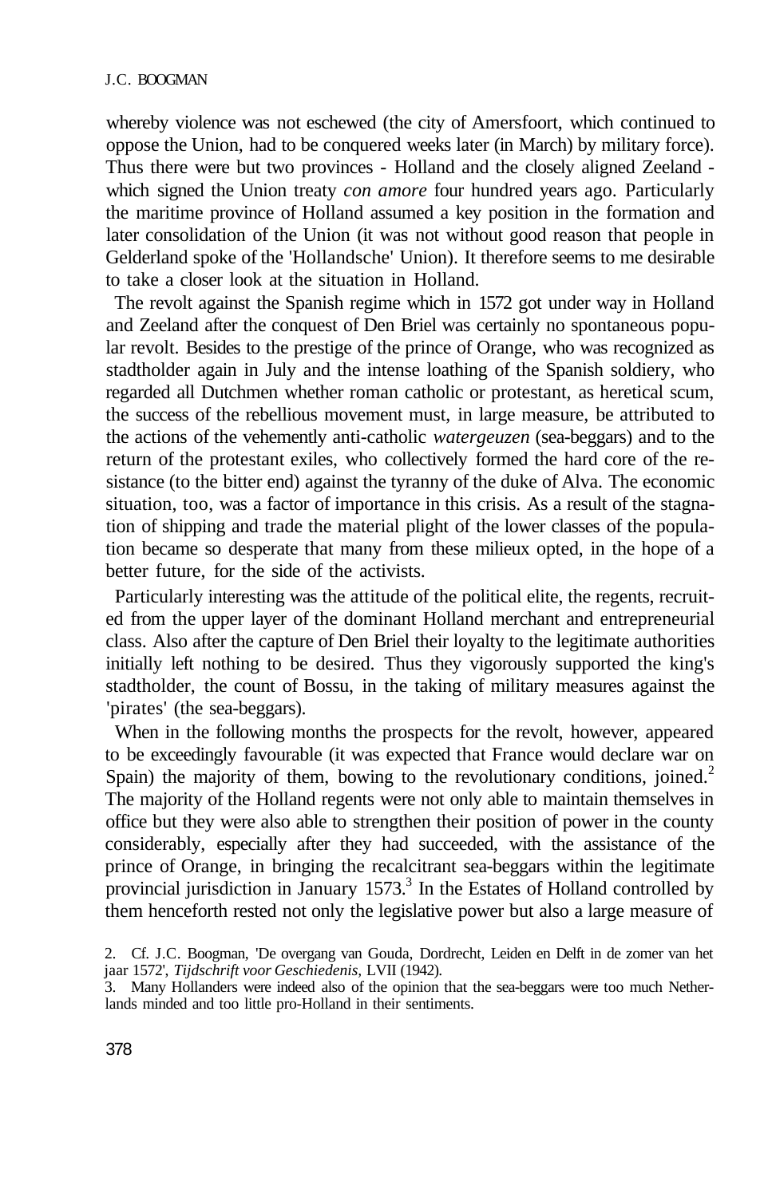whereby violence was not eschewed (the city of Amersfoort, which continued to oppose the Union, had to be conquered weeks later (in March) by military force). Thus there were but two provinces - Holland and the closely aligned Zeeland - which signed the Union treaty *con amore* four hundred years ago. Particularly the maritime province of Holland assumed a key position in the formation and later consolidation of the Union (it was not without good reason that people in Gelderland spoke of the 'Hollandsche' Union). It therefore seems to me desirable to take a closer look at the situation in Holland.

The revolt against the Spanish regime which in 1572 got under way in Holland and Zeeland after the conquest of Den Briel was certainly no spontaneous popular revolt. Besides to the prestige of the prince of Orange, who was recognized as stadtholder again in July and the intense loathing of the Spanish soldiery, who regarded all Dutchmen whether roman catholic or protestant, as heretical scum, the success of the rebellious movement must, in large measure, be attributed to the actions of the vehemently anti-catholic *watergeuzen* (sea-beggars) and to the return of the protestant exiles, who collectively formed the hard core of the resistance (to the bitter end) against the tyranny of the duke of Alva. The economic situation, too, was a factor of importance in this crisis. As a result of the stagnation of shipping and trade the material plight of the lower classes of the population became so desperate that many from these milieux opted, in the hope of a better future, for the side of the activists.

Particularly interesting was the attitude of the political elite, the regents, recruited from the upper layer of the dominant Holland merchant and entrepreneurial class. Also after the capture of Den Briel their loyalty to the legitimate authorities initially left nothing to be desired. Thus they vigorously supported the king's stadtholder, the count of Bossu, in the taking of military measures against the 'pirates' (the sea-beggars).

When in the following months the prospects for the revolt, however, appeared to be exceedingly favourable (it was expected that France would declare war on Spain) the majority of them, bowing to the revolutionary conditions, joined.[2] The majority of the Holland regents were not only able to maintain themselves in office but they were also able to strengthen their position of power in the county considerably, especially after they had succeeded, with the assistance of the prince of Orange, in bringing the recalcitrant sea-beggars within the legitimate provincial jurisdiction in January 1573.[3] In the Estates of Holland controlled by them henceforth rested not only the legislative power but also a large measure of

2. Cf. J.C. Boogman, 'De overgang van Gouda, Dordrecht, Leiden en Delft in de zomer van het jaar 1572', *Tijdschrift voor Geschiedenis*, LVII (1942).

3. Many Hollanders were indeed also of the opinion that the sea-beggars were too much Netherlands minded and too little pro-Holland in their sentiments.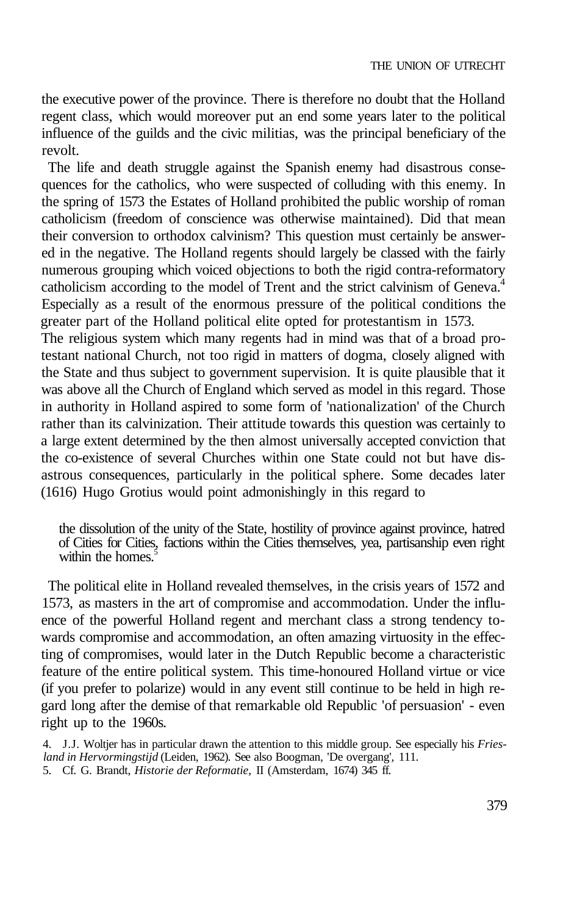the executive power of the province. There is therefore no doubt that the Holland regent class, which would moreover put an end some years later to the political influence of the guilds and the civic militias, was the principal beneficiary of the revolt.

The life and death struggle against the Spanish enemy had disastrous consequences for the catholics, who were suspected of colluding with this enemy. In the spring of 1573 the Estates of Holland prohibited the public worship of roman catholicism (freedom of conscience was otherwise maintained). Did that mean their conversion to orthodox calvinism? This question must certainly be answered in the negative. The Holland regents should largely be classed with the fairly numerous grouping which voiced objections to both the rigid contra-reformatory catholicism according to the model of Trent and the strict calvinism of Geneva.[4] Especially as a result of the enormous pressure of the political conditions the greater part of the Holland political elite opted for protestantism in 1573.

The religious system which many regents had in mind was that of a broad protestant national Church, not too rigid in matters of dogma, closely aligned with the State and thus subject to government supervision. It is quite plausible that it was above all the Church of England which served as model in this regard. Those in authority in Holland aspired to some form of 'nationalization' of the Church rather than its calvinization. Their attitude towards this question was certainly to a large extent determined by the then almost universally accepted conviction that the co-existence of several Churches within one State could not but have disastrous consequences, particularly in the political sphere. Some decades later (1616) Hugo Grotius would point admonishingly in this regard to

> the dissolution of the unity of the State, hostility of province against province, hatred of Cities for Cities, factions within the Cities themselves, yea, partisanship even right within the homes.[5]

The political elite in Holland revealed themselves, in the crisis years of 1572 and 1573, as masters in the art of compromise and accommodation. Under the influence of the powerful Holland regent and merchant class a strong tendency towards compromise and accommodation, an often amazing virtuosity in the effecting of compromises, would later in the Dutch Republic become a characteristic feature of the entire political system. This time-honoured Holland virtue or vice (if you prefer to polarize) would in any event still continue to be held in high regard long after the demise of that remarkable old Republic 'of persuasion' - even right up to the 1960s.

4. J.J. Woltjer has in particular drawn the attention to this middle group. See especially his *Friesland in Hervormingstijd* (Leiden, 1962). See also Boogman, 'De overgang', 111.
5. Cf. G. Brandt, *Historie der Reformatie,* II (Amsterdam, 1674) 345 ff.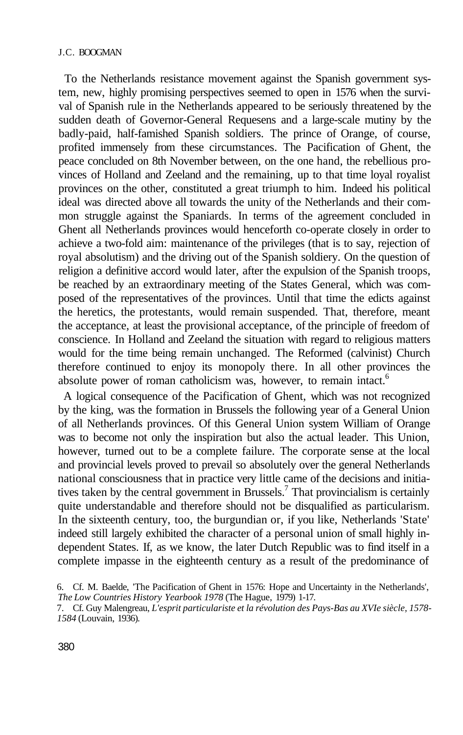To the Netherlands resistance movement against the Spanish government system, new, highly promising perspectives seemed to open in 1576 when the survival of Spanish rule in the Netherlands appeared to be seriously threatened by the sudden death of Governor-General Requesens and a large-scale mutiny by the badly-paid, half-famished Spanish soldiers. The prince of Orange, of course, profited immensely from these circumstances. The Pacification of Ghent, the peace concluded on 8th November between, on the one hand, the rebellious provinces of Holland and Zeeland and the remaining, up to that time loyal royalist provinces on the other, constituted a great triumph to him. Indeed his political ideal was directed above all towards the unity of the Netherlands and their common struggle against the Spaniards. In terms of the agreement concluded in Ghent all Netherlands provinces would henceforth co-operate closely in order to achieve a two-fold aim: maintenance of the privileges (that is to say, rejection of royal absolutism) and the driving out of the Spanish soldiery. On the question of religion a definitive accord would later, after the expulsion of the Spanish troops, be reached by an extraordinary meeting of the States General, which was composed of the representatives of the provinces. Until that time the edicts against the heretics, the protestants, would remain suspended. That, therefore, meant the acceptance, at least the provisional acceptance, of the principle of freedom of conscience. In Holland and Zeeland the situation with regard to religious matters would for the time being remain unchanged. The Reformed (calvinist) Church therefore continued to enjoy its monopoly there. In all other provinces the absolute power of roman catholicism was, however, to remain intact.[6]

A logical consequence of the Pacification of Ghent, which was not recognized by the king, was the formation in Brussels the following year of a General Union of all Netherlands provinces. Of this General Union system William of Orange was to become not only the inspiration but also the actual leader. This Union, however, turned out to be a complete failure. The corporate sense at the local and provincial levels proved to prevail so absolutely over the general Netherlands national consciousness that in practice very little came of the decisions and initiatives taken by the central government in Brussels.[7] That provincialism is certainly quite understandable and therefore should not be disqualified as particularism. In the sixteenth century, too, the burgundian or, if you like, Netherlands 'State' indeed still largely exhibited the character of a personal union of small highly independent States. If, as we know, the later Dutch Republic was to find itself in a complete impasse in the eighteenth century as a result of the predominance of

6. Cf. M. Baelde, 'The Pacification of Ghent in 1576: Hope and Uncertainty in the Netherlands', *The Low Countries History Yearbook 1978* (The Hague, 1979) 1-17.

7. Cf. Guy Malengreau, *L'esprit particulariste et la révolution des Pays-Bas au XVIe siècle, 1578-1584* (Louvain, 1936).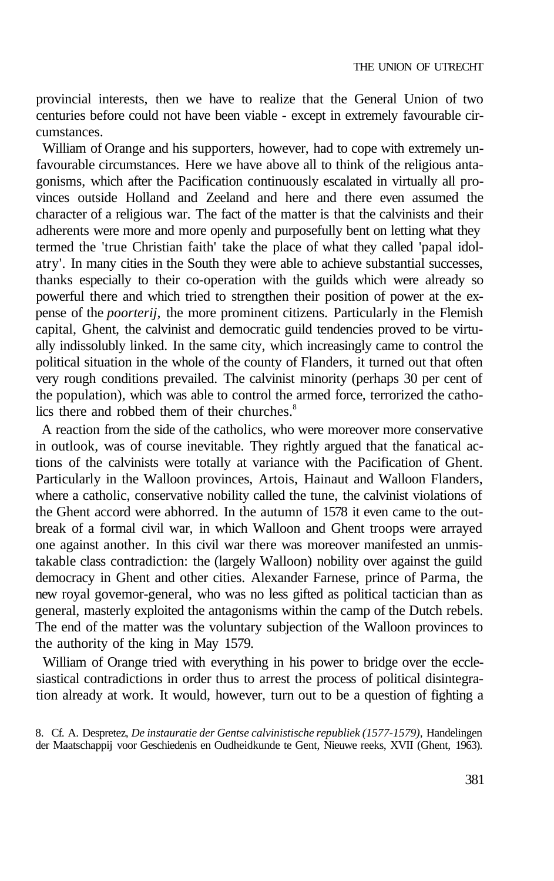provincial interests, then we have to realize that the General Union of two centuries before could not have been viable - except in extremely favourable circumstances.

William of Orange and his supporters, however, had to cope with extremely unfavourable circumstances. Here we have above all to think of the religious antagonisms, which after the Pacification continuously escalated in virtually all provinces outside Holland and Zeeland and here and there even assumed the character of a religious war. The fact of the matter is that the calvinists and their adherents were more and more openly and purposefully bent on letting what they termed the 'true Christian faith' take the place of what they called 'papal idolatry'. In many cities in the South they were able to achieve substantial successes, thanks especially to their co-operation with the guilds which were already so powerful there and which tried to strengthen their position of power at the expense of the *poorterij,* the more prominent citizens. Particularly in the Flemish capital, Ghent, the calvinist and democratic guild tendencies proved to be virtually indissolubly linked. In the same city, which increasingly came to control the political situation in the whole of the county of Flanders, it turned out that often very rough conditions prevailed. The calvinist minority (perhaps 30 per cent of the population), which was able to control the armed force, terrorized the catholics there and robbed them of their churches.[8]

A reaction from the side of the catholics, who were moreover more conservative in outlook, was of course inevitable. They rightly argued that the fanatical actions of the calvinists were totally at variance with the Pacification of Ghent. Particularly in the Walloon provinces, Artois, Hainaut and Walloon Flanders, where a catholic, conservative nobility called the tune, the calvinist violations of the Ghent accord were abhorred. In the autumn of 1578 it even came to the outbreak of a formal civil war, in which Walloon and Ghent troops were arrayed one against another. In this civil war there was moreover manifested an unmistakable class contradiction: the (largely Walloon) nobility over against the guild democracy in Ghent and other cities. Alexander Farnese, prince of Parma, the new royal governor-general, who was no less gifted as political tactician than as general, masterly exploited the antagonisms within the camp of the Dutch rebels. The end of the matter was the voluntary subjection of the Walloon provinces to the authority of the king in May 1579.

William of Orange tried with everything in his power to bridge over the ecclesiastical contradictions in order thus to arrest the process of political disintegration already at work. It would, however, turn out to be a question of fighting a

8. Cf. A. Despretez, *De instauratie der Gentse calvinistische republiek (1577-1579),* Handelingen der Maatschappij voor Geschiedenis en Oudheidkunde te Gent, Nieuwe reeks, XVII (Ghent, 1963).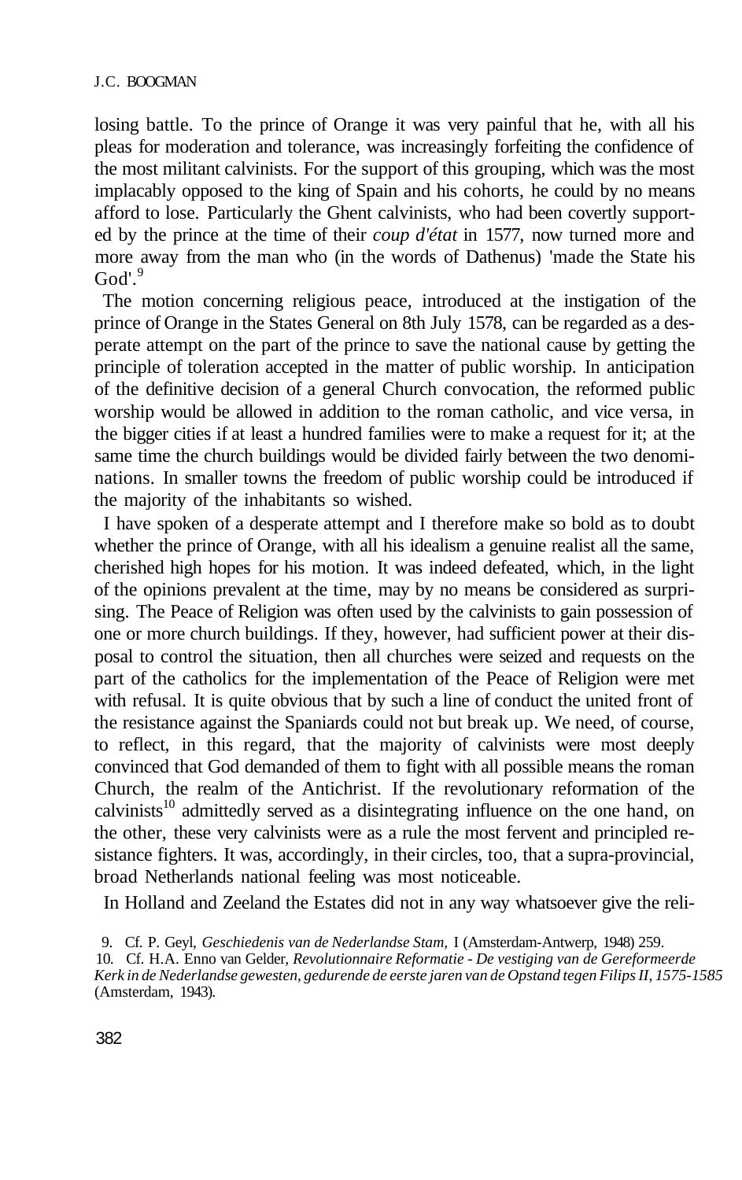losing battle. To the prince of Orange it was very painful that he, with all his pleas for moderation and tolerance, was increasingly forfeiting the confidence of the most militant calvinists. For the support of this grouping, which was the most implacably opposed to the king of Spain and his cohorts, he could by no means afford to lose. Particularly the Ghent calvinists, who had been covertly supported by the prince at the time of their *coup d'état* in 1577, now turned more and more away from the man who (in the words of Dathenus) 'made the State his God'.[9]

The motion concerning religious peace, introduced at the instigation of the prince of Orange in the States General on 8th July 1578, can be regarded as a desperate attempt on the part of the prince to save the national cause by getting the principle of toleration accepted in the matter of public worship. In anticipation of the definitive decision of a general Church convocation, the reformed public worship would be allowed in addition to the roman catholic, and vice versa, in the bigger cities if at least a hundred families were to make a request for it; at the same time the church buildings would be divided fairly between the two denominations. In smaller towns the freedom of public worship could be introduced if the majority of the inhabitants so wished.

I have spoken of a desperate attempt and I therefore make so bold as to doubt whether the prince of Orange, with all his idealism a genuine realist all the same, cherished high hopes for his motion. It was indeed defeated, which, in the light of the opinions prevalent at the time, may by no means be considered as surprising. The Peace of Religion was often used by the calvinists to gain possession of one or more church buildings. If they, however, had sufficient power at their disposal to control the situation, then all churches were seized and requests on the part of the catholics for the implementation of the Peace of Religion were met with refusal. It is quite obvious that by such a line of conduct the united front of the resistance against the Spaniards could not but break up. We need, of course, to reflect, in this regard, that the majority of calvinists were most deeply convinced that God demanded of them to fight with all possible means the roman Church, the realm of the Antichrist. If the revolutionary reformation of the calvinists[10] admittedly served as a disintegrating influence on the one hand, on the other, these very calvinists were as a rule the most fervent and principled resistance fighters. It was, accordingly, in their circles, too, that a supra-provincial, broad Netherlands national feeling was most noticeable.

In Holland and Zeeland the Estates did not in any way whatsoever give the reli-

9. Cf. P. Geyl, *Geschiedenis van de Nederlandse Stam*, I (Amsterdam-Antwerp, 1948) 259.

10. Cf. H.A. Enno van Gelder, *Revolutionnaire Reformatie - De vestiging van de Gereformeerde Kerk in de Nederlandse gewesten, gedurende de eerste jaren van de Opstand tegen Filips II, 1575-1585* (Amsterdam, 1943).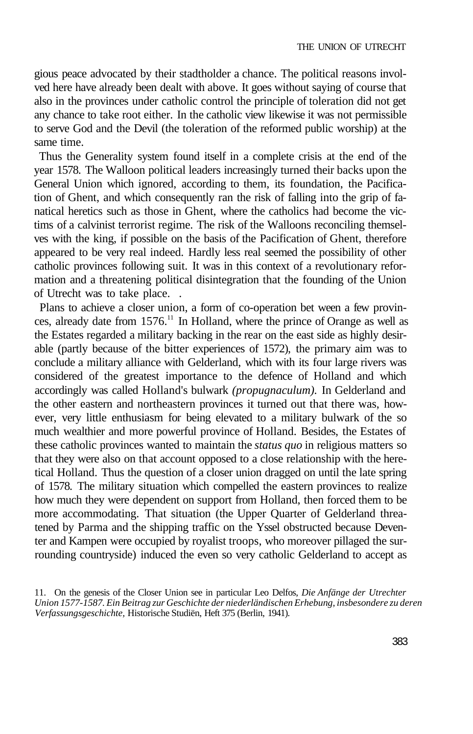gious peace advocated by their stadtholder a chance. The political reasons involved here have already been dealt with above. It goes without saying of course that also in the provinces under catholic control the principle of toleration did not get any chance to take root either. In the catholic view likewise it was not permissible to serve God and the Devil (the toleration of the reformed public worship) at the same time.

Thus the Generality system found itself in a complete crisis at the end of the year 1578. The Walloon political leaders increasingly turned their backs upon the General Union which ignored, according to them, its foundation, the Pacification of Ghent, and which consequently ran the risk of falling into the grip of fanatical heretics such as those in Ghent, where the catholics had become the victims of a calvinist terrorist regime. The risk of the Walloons reconciling themselves with the king, if possible on the basis of the Pacification of Ghent, therefore appeared to be very real indeed. Hardly less real seemed the possibility of other catholic provinces following suit. It was in this context of a revolutionary reformation and a threatening political disintegration that the founding of the Union of Utrecht was to take place. .

Plans to achieve a closer union, a form of co-operation bet ween a few provinces, already date from 1576.[11] In Holland, where the prince of Orange as well as the Estates regarded a military backing in the rear on the east side as highly desirable (partly because of the bitter experiences of 1572), the primary aim was to conclude a military alliance with Gelderland, which with its four large rivers was considered of the greatest importance to the defence of Holland and which accordingly was called Holland's bulwark *(propugnaculum).* In Gelderland and the other eastern and northeastern provinces it turned out that there was, however, very little enthusiasm for being elevated to a military bulwark of the so much wealthier and more powerful province of Holland. Besides, the Estates of these catholic provinces wanted to maintain the *status quo* in religious matters so that they were also on that account opposed to a close relationship with the heretical Holland. Thus the question of a closer union dragged on until the late spring of 1578. The military situation which compelled the eastern provinces to realize how much they were dependent on support from Holland, then forced them to be more accommodating. That situation (the Upper Quarter of Gelderland threatened by Parma and the shipping traffic on the Yssel obstructed because Deventer and Kampen were occupied by royalist troops, who moreover pillaged the surrounding countryside) induced the even so very catholic Gelderland to accept as

11. On the genesis of the Closer Union see in particular Leo Delfos, *Die Anfänge der Utrechter Union 1577-1587. Ein Beitrag zur Geschichte der niederländischen Erhebung, insbesondere zu deren Verfassungsgeschichte,* Historische Studiën, Heft 375 (Berlin, 1941).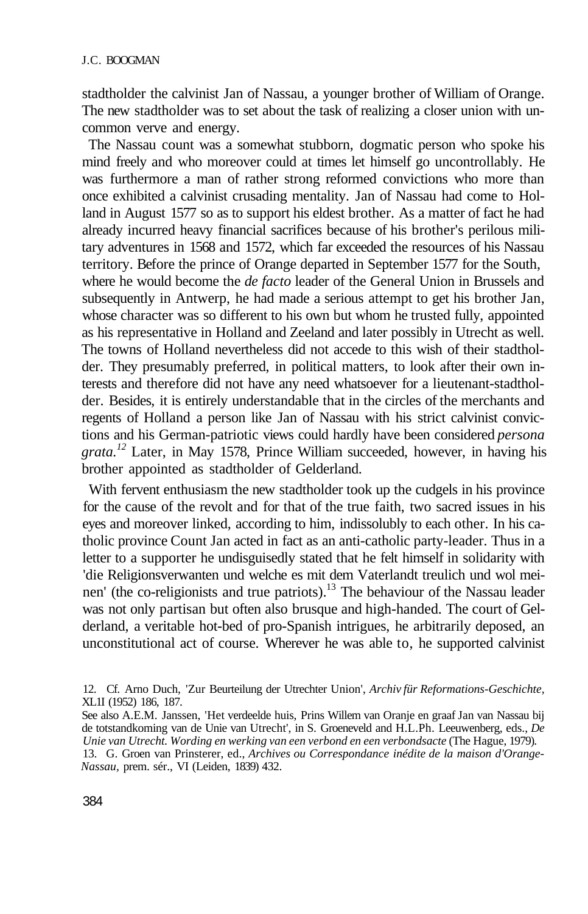stadtholder the calvinist Jan of Nassau, a younger brother of William of Orange. The new stadtholder was to set about the task of realizing a closer union with uncommon verve and energy.

The Nassau count was a somewhat stubborn, dogmatic person who spoke his mind freely and who moreover could at times let himself go uncontrollably. He was furthermore a man of rather strong reformed convictions who more than once exhibited a calvinist crusading mentality. Jan of Nassau had come to Holland in August 1577 so as to support his eldest brother. As a matter of fact he had already incurred heavy financial sacrifices because of his brother's perilous military adventures in 1568 and 1572, which far exceeded the resources of his Nassau territory. Before the prince of Orange departed in September 1577 for the South, where he would become the *de facto* leader of the General Union in Brussels and subsequently in Antwerp, he had made a serious attempt to get his brother Jan, whose character was so different to his own but whom he trusted fully, appointed as his representative in Holland and Zeeland and later possibly in Utrecht as well. The towns of Holland nevertheless did not accede to this wish of their stadtholder. They presumably preferred, in political matters, to look after their own interests and therefore did not have any need whatsoever for a lieutenant-stadtholder. Besides, it is entirely understandable that in the circles of the merchants and regents of Holland a person like Jan of Nassau with his strict calvinist convictions and his German-patriotic views could hardly have been considered *persona grata.*[12] Later, in May 1578, Prince William succeeded, however, in having his brother appointed as stadtholder of Gelderland.

With fervent enthusiasm the new stadtholder took up the cudgels in his province for the cause of the revolt and for that of the true faith, two sacred issues in his eyes and moreover linked, according to him, indissolubly to each other. In his catholic province Count Jan acted in fact as an anti-catholic party-leader. Thus in a letter to a supporter he undisguisedly stated that he felt himself in solidarity with 'die Religionsverwanten und welche es mit dem Vaterlandt treulich und wol meinen' (the co-religionists and true patriots).[13] The behaviour of the Nassau leader was not only partisan but often also brusque and high-handed. The court of Gelderland, a veritable hot-bed of pro-Spanish intrigues, he arbitrarily deposed, an unconstitutional act of course. Wherever he was able to, he supported calvinist

12. Cf. Arno Duch, 'Zur Beurteilung der Utrechter Union', *Archiv für Reformations-Geschichte,* XLII (1952) 186, 187.
See also A.E.M. Janssen, 'Het verdeelde huis, Prins Willem van Oranje en graaf Jan van Nassau bij de totstandkoming van de Unie van Utrecht', in S. Groeneveld and H.L.Ph. Leeuwenberg, eds., *De Unie van Utrecht. Wording en werking van een verbond en een verbondsacte* (The Hague, 1979).

13. G. Groen van Prinsterer, ed., *Archives ou Correspondance inédite de la maison d'Orange-Nassau*, prem. sér., VI (Leiden, 1839) 432.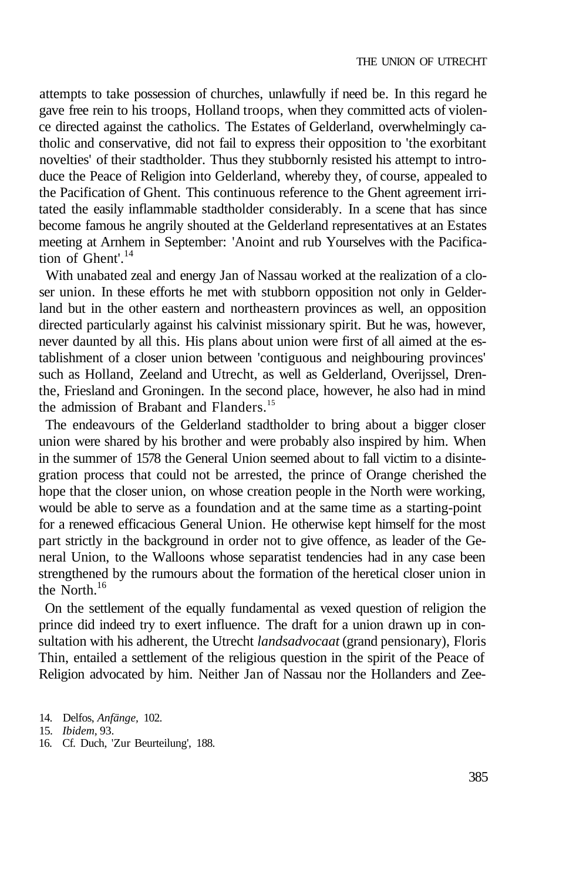attempts to take possession of churches, unlawfully if need be. In this regard he gave free rein to his troops, Holland troops, when they committed acts of violence directed against the catholics. The Estates of Gelderland, overwhelmingly catholic and conservative, did not fail to express their opposition to 'the exorbitant novelties' of their stadtholder. Thus they stubbornly resisted his attempt to introduce the Peace of Religion into Gelderland, whereby they, of course, appealed to the Pacification of Ghent. This continuous reference to the Ghent agreement irritated the easily inflammable stadtholder considerably. In a scene that has since become famous he angrily shouted at the Gelderland representatives at an Estates meeting at Arnhem in September: 'Anoint and rub Yourselves with the Pacification of Ghent'.[14]

With unabated zeal and energy Jan of Nassau worked at the realization of a closer union. In these efforts he met with stubborn opposition not only in Gelderland but in the other eastern and northeastern provinces as well, an opposition directed particularly against his calvinist missionary spirit. But he was, however, never daunted by all this. His plans about union were first of all aimed at the establishment of a closer union between 'contiguous and neighbouring provinces' such as Holland, Zeeland and Utrecht, as well as Gelderland, Overijssel, Drenthe, Friesland and Groningen. In the second place, however, he also had in mind the admission of Brabant and Flanders.[15]

The endeavours of the Gelderland stadtholder to bring about a bigger closer union were shared by his brother and were probably also inspired by him. When in the summer of 1578 the General Union seemed about to fall victim to a disintegration process that could not be arrested, the prince of Orange cherished the hope that the closer union, on whose creation people in the North were working, would be able to serve as a foundation and at the same time as a starting-point for a renewed efficacious General Union. He otherwise kept himself for the most part strictly in the background in order not to give offence, as leader of the General Union, to the Walloons whose separatist tendencies had in any case been strengthened by the rumours about the formation of the heretical closer union in the North.[16]

On the settlement of the equally fundamental as vexed question of religion the prince did indeed try to exert influence. The draft for a union drawn up in consultation with his adherent, the Utrecht *landsadvocaat* (grand pensionary), Floris Thin, entailed a settlement of the religious question in the spirit of the Peace of Religion advocated by him. Neither Jan of Nassau nor the Hollanders and Zee-

14. Delfos, *Anfänge,* 102.
15. *Ibidem,* 93.
16. Cf. Duch, 'Zur Beurteilung', 188.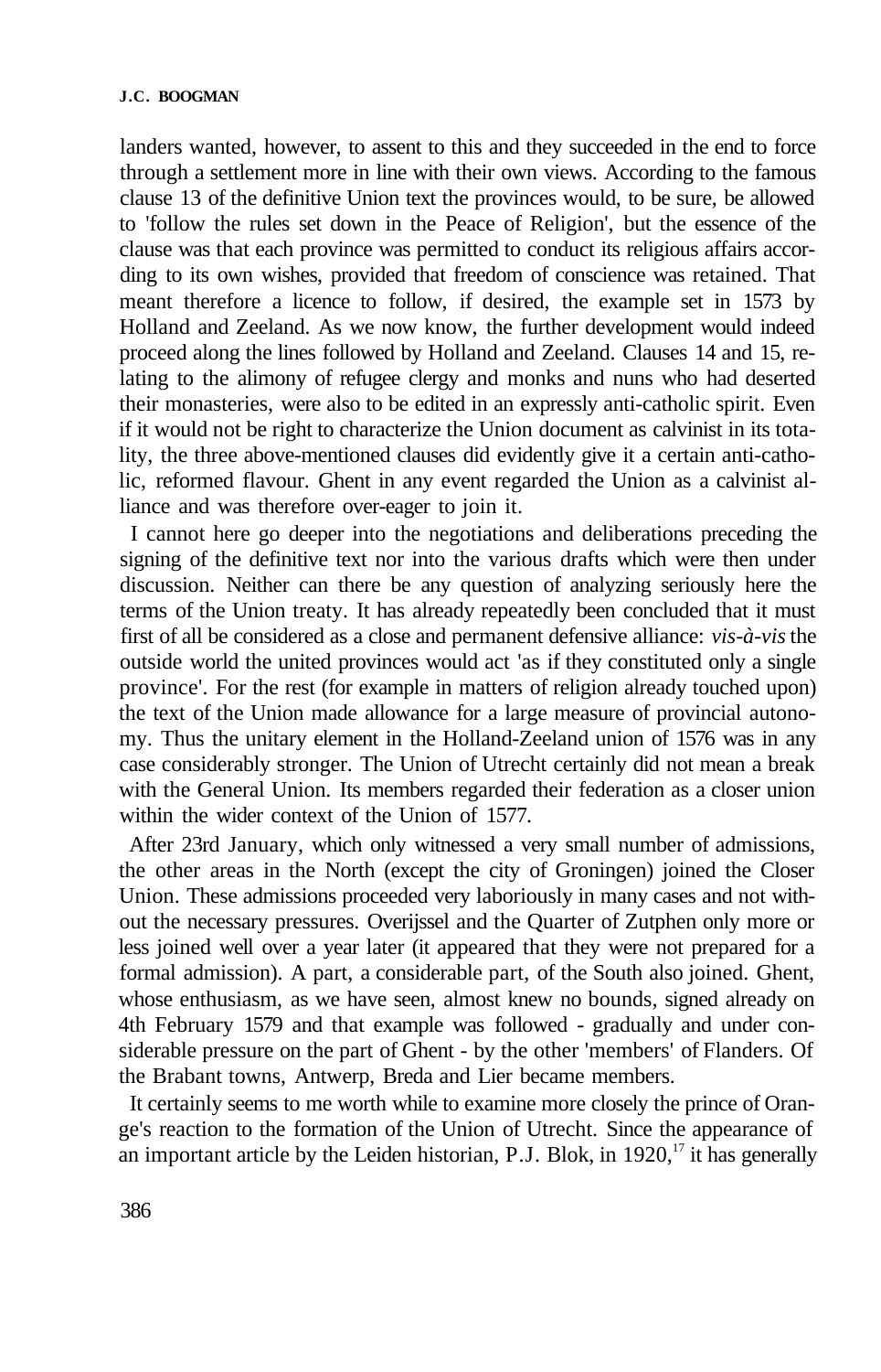landers wanted, however, to assent to this and they succeeded in the end to force through a settlement more in line with their own views. According to the famous clause 13 of the definitive Union text the provinces would, to be sure, be allowed to 'follow the rules set down in the Peace of Religion', but the essence of the clause was that each province was permitted to conduct its religious affairs according to its own wishes, provided that freedom of conscience was retained. That meant therefore a licence to follow, if desired, the example set in 1573 by Holland and Zeeland. As we now know, the further development would indeed proceed along the lines followed by Holland and Zeeland. Clauses 14 and 15, relating to the alimony of refugee clergy and monks and nuns who had deserted their monasteries, were also to be edited in an expressly anti-catholic spirit. Even if it would not be right to characterize the Union document as calvinist in its totality, the three above-mentioned clauses did evidently give it a certain anti-catholic, reformed flavour. Ghent in any event regarded the Union as a calvinist alliance and was therefore over-eager to join it.

I cannot here go deeper into the negotiations and deliberations preceding the signing of the definitive text nor into the various drafts which were then under discussion. Neither can there be any question of analyzing seriously here the terms of the Union treaty. It has already repeatedly been concluded that it must first of all be considered as a close and permanent defensive alliance: *vis-à-vis* the outside world the united provinces would act 'as if they constituted only a single province'. For the rest (for example in matters of religion already touched upon) the text of the Union made allowance for a large measure of provincial autonomy. Thus the unitary element in the Holland-Zeeland union of 1576 was in any case considerably stronger. The Union of Utrecht certainly did not mean a break with the General Union. Its members regarded their federation as a closer union within the wider context of the Union of 1577.

After 23rd January, which only witnessed a very small number of admissions, the other areas in the North (except the city of Groningen) joined the Closer Union. These admissions proceeded very laboriously in many cases and not without the necessary pressures. Overijssel and the Quarter of Zutphen only more or less joined well over a year later (it appeared that they were not prepared for a formal admission). A part, a considerable part, of the South also joined. Ghent, whose enthusiasm, as we have seen, almost knew no bounds, signed already on 4th February 1579 and that example was followed - gradually and under considerable pressure on the part of Ghent - by the other 'members' of Flanders. Of the Brabant towns, Antwerp, Breda and Lier became members.

It certainly seems to me worth while to examine more closely the prince of Orange's reaction to the formation of the Union of Utrecht. Since the appearance of an important article by the Leiden historian, P.J. Blok, in 1920,[17] it has generally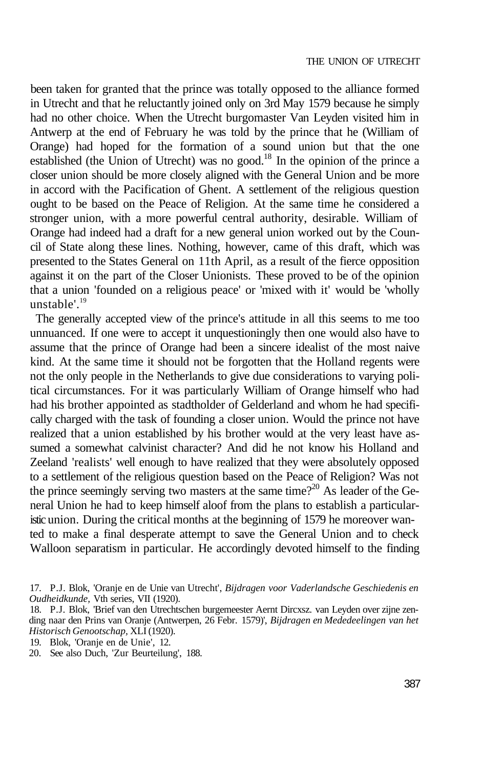been taken for granted that the prince was totally opposed to the alliance formed in Utrecht and that he reluctantly joined only on 3rd May 1579 because he simply had no other choice. When the Utrecht burgomaster Van Leyden visited him in Antwerp at the end of February he was told by the prince that he (William of Orange) had hoped for the formation of a sound union but that the one established (the Union of Utrecht) was no good.[18] In the opinion of the prince a closer union should be more closely aligned with the General Union and be more in accord with the Pacification of Ghent. A settlement of the religious question ought to be based on the Peace of Religion. At the same time he considered a stronger union, with a more powerful central authority, desirable. William of Orange had indeed had a draft for a new general union worked out by the Council of State along these lines. Nothing, however, came of this draft, which was presented to the States General on 11th April, as a result of the fierce opposition against it on the part of the Closer Unionists. These proved to be of the opinion that a union 'founded on a religious peace' or 'mixed with it' would be 'wholly unstable'.[19]

The generally accepted view of the prince's attitude in all this seems to me too unnuanced. If one were to accept it unquestioningly then one would also have to assume that the prince of Orange had been a sincere idealist of the most naive kind. At the same time it should not be forgotten that the Holland regents were not the only people in the Netherlands to give due considerations to varying political circumstances. For it was particularly William of Orange himself who had had his brother appointed as stadtholder of Gelderland and whom he had specifically charged with the task of founding a closer union. Would the prince not have realized that a union established by his brother would at the very least have assumed a somewhat calvinist character? And did he not know his Holland and Zeeland 'realists' well enough to have realized that they were absolutely opposed to a settlement of the religious question based on the Peace of Religion? Was not the prince seemingly serving two masters at the same time?[20] As leader of the General Union he had to keep himself aloof from the plans to establish a particularistic union. During the critical months at the beginning of 1579 he moreover wanted to make a final desperate attempt to save the General Union and to check Walloon separatism in particular. He accordingly devoted himself to the finding

17. P.J. Blok, 'Oranje en de Unie van Utrecht', *Bijdragen voor Vaderlandsche Geschiedenis en Oudheidkunde*, Vth series, VII (1920).

18. P.J. Blok, 'Brief van den Utrechtschen burgemeester Aernt Dircxsz. van Leyden over zijne zending naar den Prins van Oranje (Antwerpen, 26 Febr. 1579)', *Bijdragen en Mededeelingen van het Historisch Genootschap*, XLI (1920).

19. Blok, 'Oranje en de Unie', 12.

20. See also Duch, 'Zur Beurteilung', 188.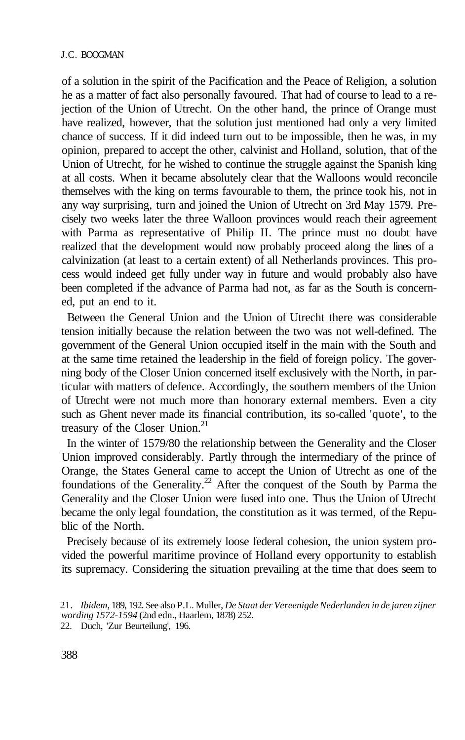of a solution in the spirit of the Pacification and the Peace of Religion, a solution he as a matter of fact also personally favoured. That had of course to lead to a rejection of the Union of Utrecht. On the other hand, the prince of Orange must have realized, however, that the solution just mentioned had only a very limited chance of success. If it did indeed turn out to be impossible, then he was, in my opinion, prepared to accept the other, calvinist and Holland, solution, that of the Union of Utrecht, for he wished to continue the struggle against the Spanish king at all costs. When it became absolutely clear that the Walloons would reconcile themselves with the king on terms favourable to them, the prince took his, not in any way surprising, turn and joined the Union of Utrecht on 3rd May 1579. Precisely two weeks later the three Walloon provinces would reach their agreement with Parma as representative of Philip II. The prince must no doubt have realized that the development would now probably proceed along the lines of a calvinization (at least to a certain extent) of all Netherlands provinces. This process would indeed get fully under way in future and would probably also have been completed if the advance of Parma had not, as far as the South is concerned, put an end to it.

Between the General Union and the Union of Utrecht there was considerable tension initially because the relation between the two was not well-defined. The government of the General Union occupied itself in the main with the South and at the same time retained the leadership in the field of foreign policy. The governing body of the Closer Union concerned itself exclusively with the North, in particular with matters of defence. Accordingly, the southern members of the Union of Utrecht were not much more than honorary external members. Even a city such as Ghent never made its financial contribution, its so-called 'quote', to the treasury of the Closer Union.[21]

In the winter of 1579/80 the relationship between the Generality and the Closer Union improved considerably. Partly through the intermediary of the prince of Orange, the States General came to accept the Union of Utrecht as one of the foundations of the Generality.[22] After the conquest of the South by Parma the Generality and the Closer Union were fused into one. Thus the Union of Utrecht became the only legal foundation, the constitution as it was termed, of the Republic of the North.

Precisely because of its extremely loose federal cohesion, the union system provided the powerful maritime province of Holland every opportunity to establish its supremacy. Considering the situation prevailing at the time that does seem to

21. *Ibidem*, 189, 192. See also P.L. Muller, *De Staat der Vereenigde Nederlanden in de jaren zijner wording 1572-1594* (2nd edn., Haarlem, 1878) 252.

22. Duch, 'Zur Beurteilung', 196.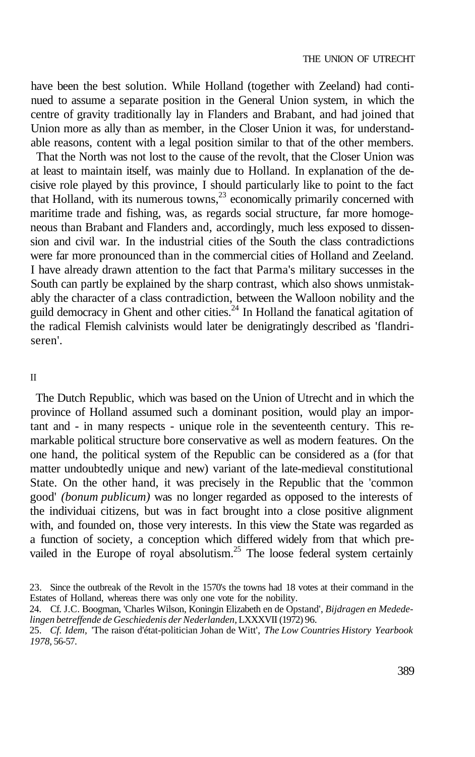have been the best solution. While Holland (together with Zeeland) had continued to assume a separate position in the General Union system, in which the centre of gravity traditionally lay in Flanders and Brabant, and had joined that Union more as ally than as member, in the Closer Union it was, for understandable reasons, content with a legal position similar to that of the other members.

That the North was not lost to the cause of the revolt, that the Closer Union was at least to maintain itself, was mainly due to Holland. In explanation of the decisive role played by this province, I should particularly like to point to the fact that Holland, with its numerous towns,[23] economically primarily concerned with maritime trade and fishing, was, as regards social structure, far more homogeneous than Brabant and Flanders and, accordingly, much less exposed to dissension and civil war. In the industrial cities of the South the class contradictions were far more pronounced than in the commercial cities of Holland and Zeeland. I have already drawn attention to the fact that Parma's military successes in the South can partly be explained by the sharp contrast, which also shows unmistakably the character of a class contradiction, between the Walloon nobility and the guild democracy in Ghent and other cities.[24] In Holland the fanatical agitation of the radical Flemish calvinists would later be denigratingly described as 'flandriseren'.

## II

The Dutch Republic, which was based on the Union of Utrecht and in which the province of Holland assumed such a dominant position, would play an important and - in many respects - unique role in the seventeenth century. This remarkable political structure bore conservative as well as modern features. On the one hand, the political system of the Republic can be considered as a (for that matter undoubtedly unique and new) variant of the late-medieval constitutional State. On the other hand, it was precisely in the Republic that the 'common good' *(bonum publicum)* was no longer regarded as opposed to the interests of the individuai citizens, but was in fact brought into a close positive alignment with, and founded on, those very interests. In this view the State was regarded as a function of society, a conception which differed widely from that which prevailed in the Europe of royal absolutism.[25] The loose federal system certainly

23. Since the outbreak of the Revolt in the 1570's the towns had 18 votes at their command in the Estates of Holland, whereas there was only one vote for the nobility.

24. Cf. J.C. Boogman, 'Charles Wilson, Koningin Elizabeth en de Opstand', *Bijdragen en Mededelingen betreffende de Geschiedenis der Nederlanden*, LXXXVII (1972) 96.

25. *Cf. Idem*, 'The raison d'état-politician Johan de Witt', *The Low Countries History Yearbook 1978*, 56-57.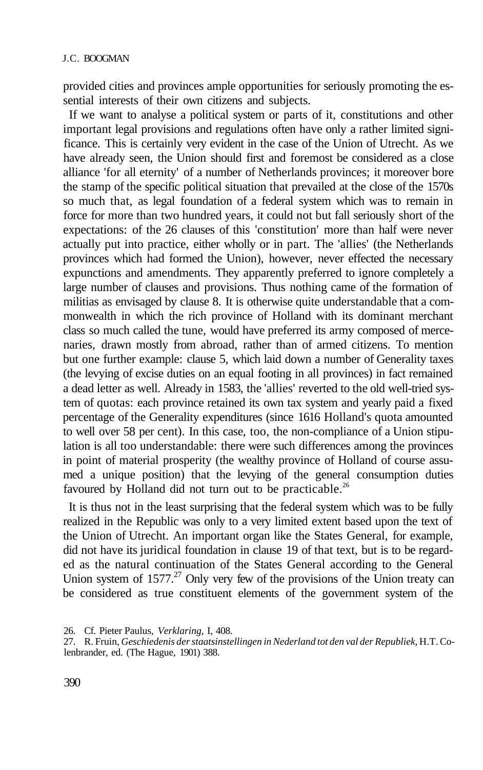provided cities and provinces ample opportunities for seriously promoting the essential interests of their own citizens and subjects.

If we want to analyse a political system or parts of it, constitutions and other important legal provisions and regulations often have only a rather limited significance. This is certainly very evident in the case of the Union of Utrecht. As we have already seen, the Union should first and foremost be considered as a close alliance 'for all eternity' of a number of Netherlands provinces; it moreover bore the stamp of the specific political situation that prevailed at the close of the 1570s so much that, as legal foundation of a federal system which was to remain in force for more than two hundred years, it could not but fall seriously short of the expectations: of the 26 clauses of this 'constitution' more than half were never actually put into practice, either wholly or in part. The 'allies' (the Netherlands provinces which had formed the Union), however, never effected the necessary expunctions and amendments. They apparently preferred to ignore completely a large number of clauses and provisions. Thus nothing came of the formation of militias as envisaged by clause 8. It is otherwise quite understandable that a commonwealth in which the rich province of Holland with its dominant merchant class so much called the tune, would have preferred its army composed of mercenaries, drawn mostly from abroad, rather than of armed citizens. To mention but one further example: clause 5, which laid down a number of Generality taxes (the levying of excise duties on an equal footing in all provinces) in fact remained a dead letter as well. Already in 1583, the 'allies' reverted to the old well-tried system of quotas: each province retained its own tax system and yearly paid a fixed percentage of the Generality expenditures (since 1616 Holland's quota amounted to well over 58 per cent). In this case, too, the non-compliance of a Union stipulation is all too understandable: there were such differences among the provinces in point of material prosperity (the wealthy province of Holland of course assumed a unique position) that the levying of the general consumption duties favoured by Holland did not turn out to be practicable.[26]

It is thus not in the least surprising that the federal system which was to be fully realized in the Republic was only to a very limited extent based upon the text of the Union of Utrecht. An important organ like the States General, for example, did not have its juridical foundation in clause 19 of that text, but is to be regarded as the natural continuation of the States General according to the General Union system of 1577.[27] Only very few of the provisions of the Union treaty can be considered as true constituent elements of the government system of the

26. Cf. Pieter Paulus, *Verklaring*, I, 408.

27. R. Fruin, *Geschiedenis der staatsinstellingen in Nederland tot den val der Republiek*, H.T. Colenbrander, ed. (The Hague, 1901) 388.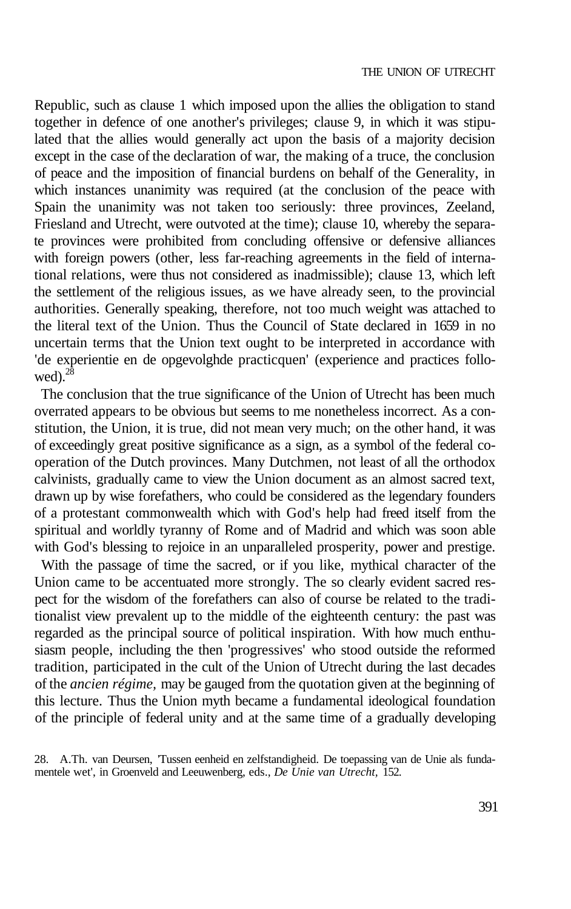Republic, such as clause 1 which imposed upon the allies the obligation to stand together in defence of one another's privileges; clause 9, in which it was stipulated that the allies would generally act upon the basis of a majority decision except in the case of the declaration of war, the making of a truce, the conclusion of peace and the imposition of financial burdens on behalf of the Generality, in which instances unanimity was required (at the conclusion of the peace with Spain the unanimity was not taken too seriously: three provinces, Zeeland, Friesland and Utrecht, were outvoted at the time); clause 10, whereby the separate provinces were prohibited from concluding offensive or defensive alliances with foreign powers (other, less far-reaching agreements in the field of international relations, were thus not considered as inadmissible); clause 13, which left the settlement of the religious issues, as we have already seen, to the provincial authorities. Generally speaking, therefore, not too much weight was attached to the literal text of the Union. Thus the Council of State declared in 1659 in no uncertain terms that the Union text ought to be interpreted in accordance with 'de experientie en de opgevolghde practicquen' (experience and practices followed).[28]

The conclusion that the true significance of the Union of Utrecht has been much overrated appears to be obvious but seems to me nonetheless incorrect. As a constitution, the Union, it is true, did not mean very much; on the other hand, it was of exceedingly great positive significance as a sign, as a symbol of the federal co-operation of the Dutch provinces. Many Dutchmen, not least of all the orthodox calvinists, gradually came to view the Union document as an almost sacred text, drawn up by wise forefathers, who could be considered as the legendary founders of a protestant commonwealth which with God's help had freed itself from the spiritual and worldly tyranny of Rome and of Madrid and which was soon able with God's blessing to rejoice in an unparalleled prosperity, power and prestige.

With the passage of time the sacred, or if you like, mythical character of the Union came to be accentuated more strongly. The so clearly evident sacred respect for the wisdom of the forefathers can also of course be related to the traditionalist view prevalent up to the middle of the eighteenth century: the past was regarded as the principal source of political inspiration. With how much enthusiasm people, including the then 'progressives' who stood outside the reformed tradition, participated in the cult of the Union of Utrecht during the last decades of the *ancien régime,* may be gauged from the quotation given at the beginning of this lecture. Thus the Union myth became a fundamental ideological foundation of the principle of federal unity and at the same time of a gradually developing

28. A.Th. van Deursen, 'Tussen eenheid en zelfstandigheid. De toepassing van de Unie als fundamentele wet', in Groenveld and Leeuwenberg, eds., *De Unie van Utrecht,* 152.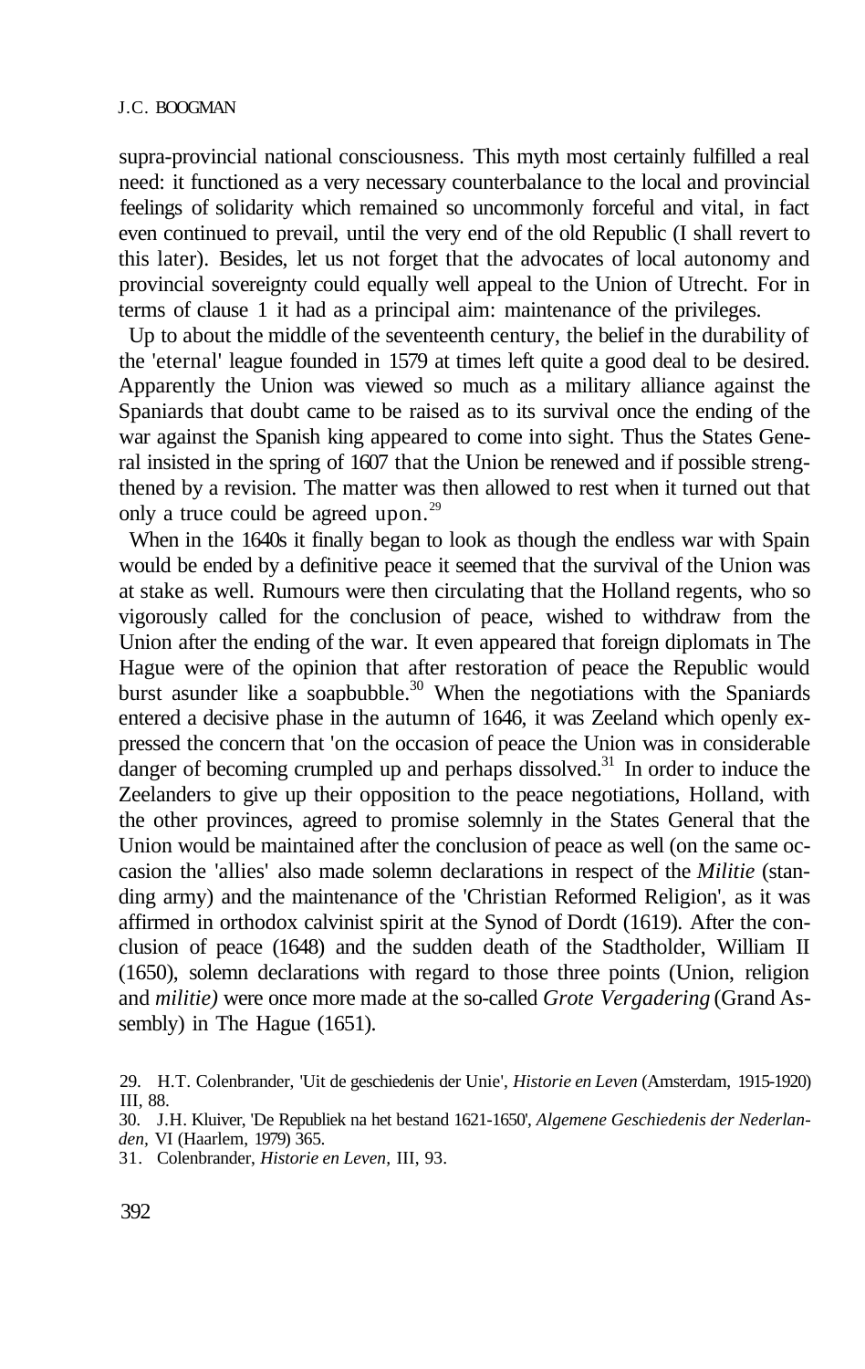supra-provincial national consciousness. This myth most certainly fulfilled a real need: it functioned as a very necessary counterbalance to the local and provincial feelings of solidarity which remained so uncommonly forceful and vital, in fact even continued to prevail, until the very end of the old Republic (I shall revert to this later). Besides, let us not forget that the advocates of local autonomy and provincial sovereignty could equally well appeal to the Union of Utrecht. For in terms of clause 1 it had as a principal aim: maintenance of the privileges.

Up to about the middle of the seventeenth century, the belief in the durability of the 'eternal' league founded in 1579 at times left quite a good deal to be desired. Apparently the Union was viewed so much as a military alliance against the Spaniards that doubt came to be raised as to its survival once the ending of the war against the Spanish king appeared to come into sight. Thus the States General insisted in the spring of 1607 that the Union be renewed and if possible strengthened by a revision. The matter was then allowed to rest when it turned out that only a truce could be agreed upon.[29]

When in the 1640s it finally began to look as though the endless war with Spain would be ended by a definitive peace it seemed that the survival of the Union was at stake as well. Rumours were then circulating that the Holland regents, who so vigorously called for the conclusion of peace, wished to withdraw from the Union after the ending of the war. It even appeared that foreign diplomats in The Hague were of the opinion that after restoration of peace the Republic would burst asunder like a soapbubble.[30] When the negotiations with the Spaniards entered a decisive phase in the autumn of 1646, it was Zeeland which openly expressed the concern that 'on the occasion of peace the Union was in considerable danger of becoming crumpled up and perhaps dissolved.[31] In order to induce the Zeelanders to give up their opposition to the peace negotiations, Holland, with the other provinces, agreed to promise solemnly in the States General that the Union would be maintained after the conclusion of peace as well (on the same occasion the 'allies' also made solemn declarations in respect of the *Militie* (standing army) and the maintenance of the 'Christian Reformed Religion', as it was affirmed in orthodox calvinist spirit at the Synod of Dordt (1619). After the conclusion of peace (1648) and the sudden death of the Stadtholder, William II (1650), solemn declarations with regard to those three points (Union, religion and *militie)* were once more made at the so-called *Grote Vergadering* (Grand Assembly) in The Hague (1651).

29. H.T. Colenbrander, 'Uit de geschiedenis der Unie', *Historie en Leven* (Amsterdam, 1915-1920) III, 88.

30. J.H. Kluiver, 'De Republiek na het bestand 1621-1650', *Algemene Geschiedenis der Nederlanden,* VI (Haarlem, 1979) 365.

31. Colenbrander, *Historie en Leven,* III, 93.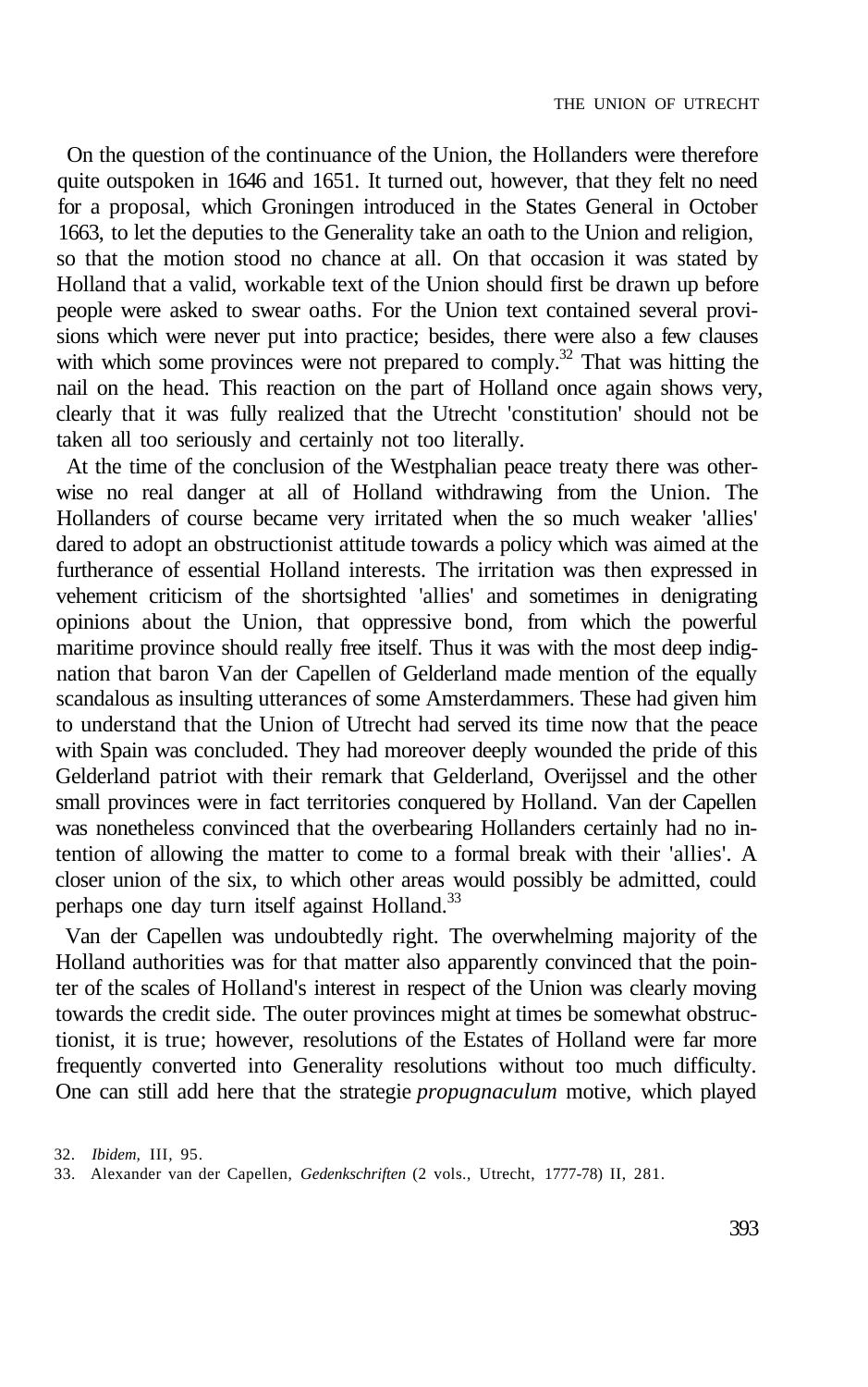On the question of the continuance of the Union, the Hollanders were therefore quite outspoken in 1646 and 1651. It turned out, however, that they felt no need for a proposal, which Groningen introduced in the States General in October 1663, to let the deputies to the Generality take an oath to the Union and religion, so that the motion stood no chance at all. On that occasion it was stated by Holland that a valid, workable text of the Union should first be drawn up before people were asked to swear oaths. For the Union text contained several provisions which were never put into practice; besides, there were also a few clauses with which some provinces were not prepared to comply.[32] That was hitting the nail on the head. This reaction on the part of Holland once again shows very, clearly that it was fully realized that the Utrecht 'constitution' should not be taken all too seriously and certainly not too literally.

At the time of the conclusion of the Westphalian peace treaty there was otherwise no real danger at all of Holland withdrawing from the Union. The Hollanders of course became very irritated when the so much weaker 'allies' dared to adopt an obstructionist attitude towards a policy which was aimed at the furtherance of essential Holland interests. The irritation was then expressed in vehement criticism of the shortsighted 'allies' and sometimes in denigrating opinions about the Union, that oppressive bond, from which the powerful maritime province should really free itself. Thus it was with the most deep indignation that baron Van der Capellen of Gelderland made mention of the equally scandalous as insulting utterances of some Amsterdammers. These had given him to understand that the Union of Utrecht had served its time now that the peace with Spain was concluded. They had moreover deeply wounded the pride of this Gelderland patriot with their remark that Gelderland, Overijssel and the other small provinces were in fact territories conquered by Holland. Van der Capellen was nonetheless convinced that the overbearing Hollanders certainly had no intention of allowing the matter to come to a formal break with their 'allies'. A closer union of the six, to which other areas would possibly be admitted, could perhaps one day turn itself against Holland.[33]

Van der Capellen was undoubtedly right. The overwhelming majority of the Holland authorities was for that matter also apparently convinced that the pointer of the scales of Holland's interest in respect of the Union was clearly moving towards the credit side. The outer provinces might at times be somewhat obstructionist, it is true; however, resolutions of the Estates of Holland were far more frequently converted into Generality resolutions without too much difficulty. One can still add here that the strategie *propugnaculum* motive, which played

32. *Ibidem*, III, 95.
33. Alexander van der Capellen, *Gedenkschriften* (2 vols., Utrecht, 1777-78) II, 281.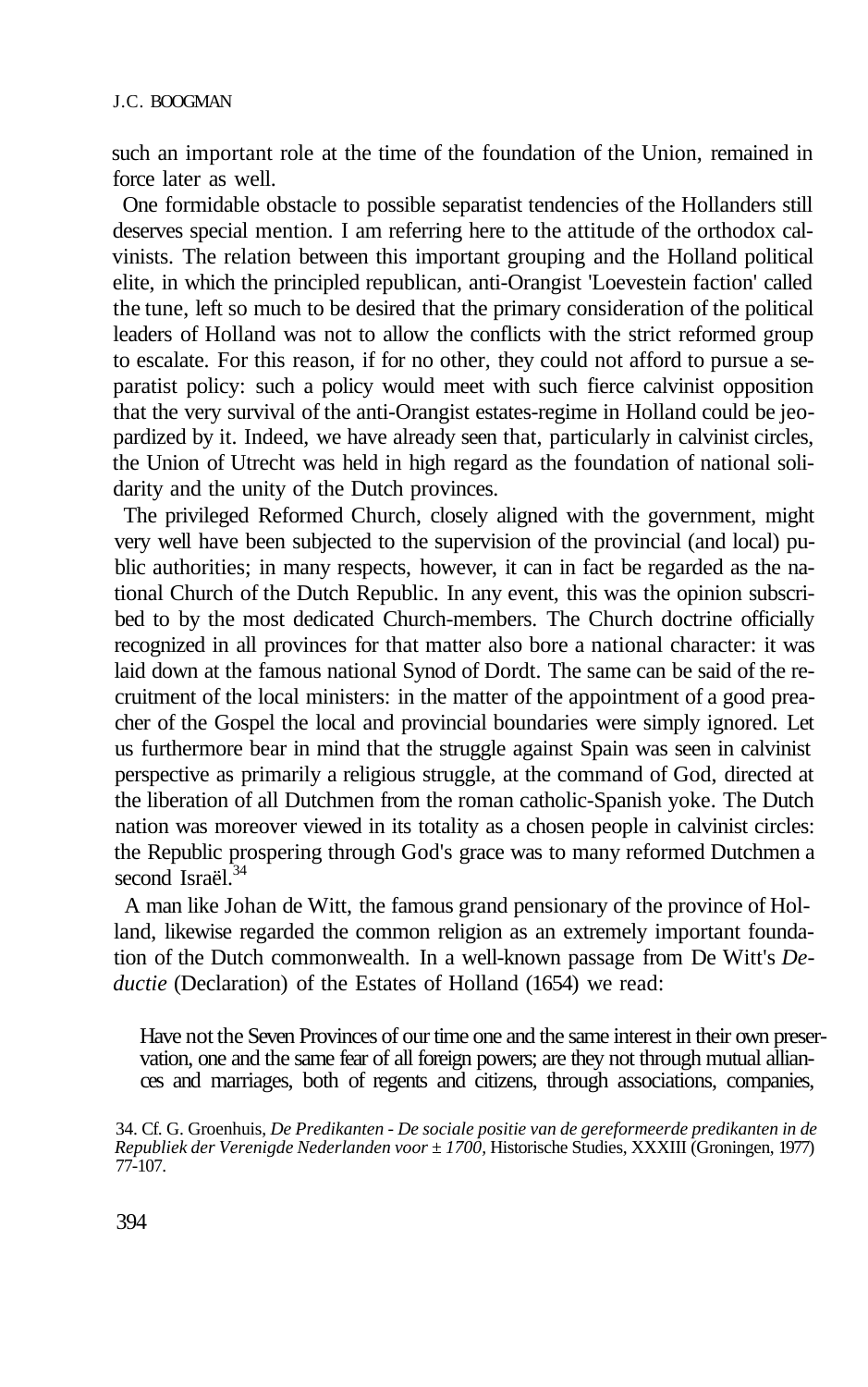such an important role at the time of the foundation of the Union, remained in force later as well.

One formidable obstacle to possible separatist tendencies of the Hollanders still deserves special mention. I am referring here to the attitude of the orthodox calvinists. The relation between this important grouping and the Holland political elite, in which the principled republican, anti-Orangist 'Loevestein faction' called the tune, left so much to be desired that the primary consideration of the political leaders of Holland was not to allow the conflicts with the strict reformed group to escalate. For this reason, if for no other, they could not afford to pursue a separatist policy: such a policy would meet with such fierce calvinist opposition that the very survival of the anti-Orangist estates-regime in Holland could be jeopardized by it. Indeed, we have already seen that, particularly in calvinist circles, the Union of Utrecht was held in high regard as the foundation of national solidarity and the unity of the Dutch provinces.

The privileged Reformed Church, closely aligned with the government, might very well have been subjected to the supervision of the provincial (and local) public authorities; in many respects, however, it can in fact be regarded as the national Church of the Dutch Republic. In any event, this was the opinion subscribed to by the most dedicated Church-members. The Church doctrine officially recognized in all provinces for that matter also bore a national character: it was laid down at the famous national Synod of Dordt. The same can be said of the recruitment of the local ministers: in the matter of the appointment of a good preacher of the Gospel the local and provincial boundaries were simply ignored. Let us furthermore bear in mind that the struggle against Spain was seen in calvinist perspective as primarily a religious struggle, at the command of God, directed at the liberation of all Dutchmen from the roman catholic-Spanish yoke. The Dutch nation was moreover viewed in its totality as a chosen people in calvinist circles: the Republic prospering through God's grace was to many reformed Dutchmen a second Israël.[34]

A man like Johan de Witt, the famous grand pensionary of the province of Holland, likewise regarded the common religion as an extremely important foundation of the Dutch commonwealth. In a well-known passage from De Witt's *Deductie* (Declaration) of the Estates of Holland (1654) we read:

> Have not the Seven Provinces of our time one and the same interest in their own preservation, one and the same fear of all foreign powers; are they not through mutual alliances and marriages, both of regents and citizens, through associations, companies,

34. Cf. G. Groenhuis, *De Predikanten - De sociale positie van de gereformeerde predikanten in de Republiek der Verenigde Nederlanden voor ± 1700*, Historische Studies, XXXIII (Groningen, 1977) 77-107.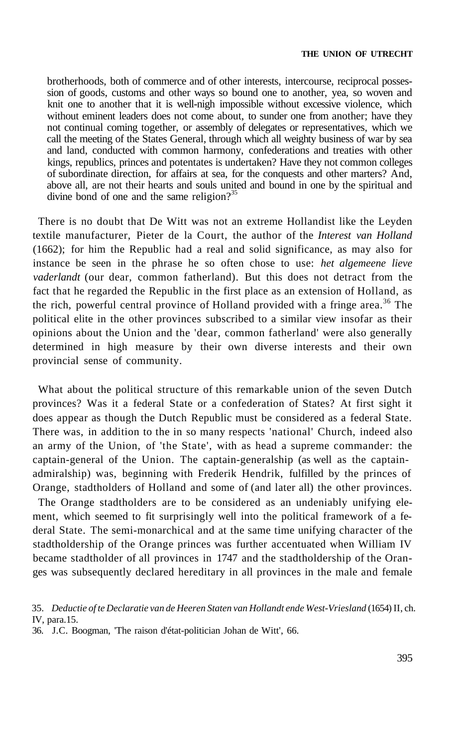> brotherhoods, both of commerce and of other interests, intercourse, reciprocal possession of goods, customs and other ways so bound one to another, yea, so woven and knit one to another that it is well-nigh impossible without excessive violence, which without eminent leaders does not come about, to sunder one from another; have they not continual coming together, or assembly of delegates or representatives, which we call the meeting of the States General, through which all weighty business of war by sea and land, conducted with common harmony, confederations and treaties with other kings, republics, princes and potentates is undertaken? Have they not common colleges of subordinate direction, for affairs at sea, for the conquests and other marters? And, above all, are not their hearts and souls united and bound in one by the spiritual and divine bond of one and the same religion?[35]

There is no doubt that De Witt was not an extreme Hollandist like the Leyden textile manufacturer, Pieter de la Court, the author of the *Interest van Holland* (1662); for him the Republic had a real and solid significance, as may also for instance be seen in the phrase he so often chose to use: *het algemeene lieve vaderlandt* (our dear, common fatherland). But this does not detract from the fact that he regarded the Republic in the first place as an extension of Holland, as the rich, powerful central province of Holland provided with a fringe area.[36] The political elite in the other provinces subscribed to a similar view insofar as their opinions about the Union and the 'dear, common fatherland' were also generally determined in high measure by their own diverse interests and their own provincial sense of community.

What about the political structure of this remarkable union of the seven Dutch provinces? Was it a federal State or a confederation of States? At first sight it does appear as though the Dutch Republic must be considered as a federal State. There was, in addition to the in so many respects 'national' Church, indeed also an army of the Union, of 'the State', with as head a supreme commander: the captain-general of the Union. The captain-generalship (as well as the captain-admiralship) was, beginning with Frederik Hendrik, fulfilled by the princes of Orange, stadtholders of Holland and some of (and later all) the other provinces.

The Orange stadtholders are to be considered as an undeniably unifying element, which seemed to fit surprisingly well into the political framework of a federal State. The semi-monarchical and at the same time unifying character of the stadtholdership of the Orange princes was further accentuated when William IV became stadtholder of all provinces in 1747 and the stadtholdership of the Oranges was subsequently declared hereditary in all provinces in the male and female

35. *Deductie ofte Declaratie van de Heeren Staten van Hollandt ende West-Vriesland* (1654) II, ch. IV, para.15.

36. J.C. Boogman, 'The raison d'état-politician Johan de Witt', 66.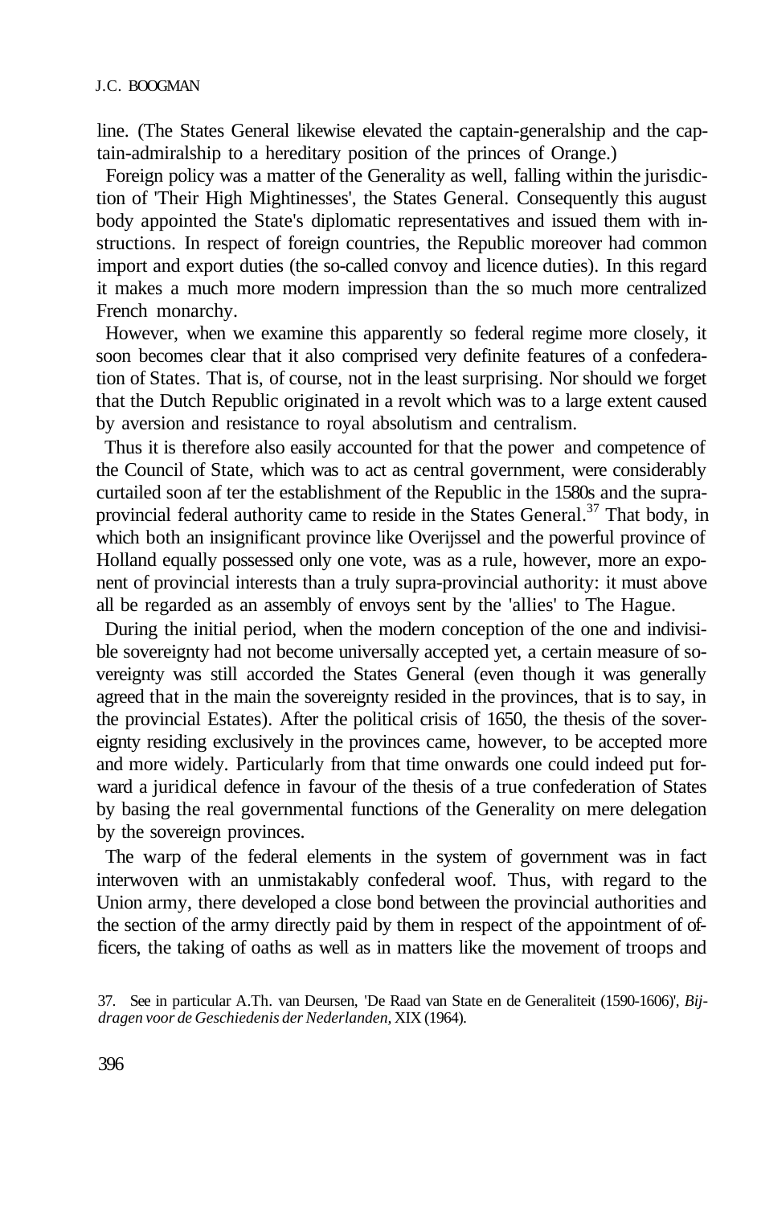line. (The States General likewise elevated the captain-generalship and the captain-admiralship to a hereditary position of the princes of Orange.)

Foreign policy was a matter of the Generality as well, falling within the jurisdiction of 'Their High Mightinesses', the States General. Consequently this august body appointed the State's diplomatic representatives and issued them with instructions. In respect of foreign countries, the Republic moreover had common import and export duties (the so-called convoy and licence duties). In this regard it makes a much more modern impression than the so much more centralized French monarchy.

However, when we examine this apparently so federal regime more closely, it soon becomes clear that it also comprised very definite features of a confederation of States. That is, of course, not in the least surprising. Nor should we forget that the Dutch Republic originated in a revolt which was to a large extent caused by aversion and resistance to royal absolutism and centralism.

Thus it is therefore also easily accounted for that the power and competence of the Council of State, which was to act as central government, were considerably curtailed soon af ter the establishment of the Republic in the 1580s and the supra-provincial federal authority came to reside in the States General.[37] That body, in which both an insignificant province like Overijssel and the powerful province of Holland equally possessed only one vote, was as a rule, however, more an exponent of provincial interests than a truly supra-provincial authority: it must above all be regarded as an assembly of envoys sent by the 'allies' to The Hague.

During the initial period, when the modern conception of the one and indivisible sovereignty had not become universally accepted yet, a certain measure of sovereignty was still accorded the States General (even though it was generally agreed that in the main the sovereignty resided in the provinces, that is to say, in the provincial Estates). After the political crisis of 1650, the thesis of the sovereignty residing exclusively in the provinces came, however, to be accepted more and more widely. Particularly from that time onwards one could indeed put forward a juridical defence in favour of the thesis of a true confederation of States by basing the real governmental functions of the Generality on mere delegation by the sovereign provinces.

The warp of the federal elements in the system of government was in fact interwoven with an unmistakably confederal woof. Thus, with regard to the Union army, there developed a close bond between the provincial authorities and the section of the army directly paid by them in respect of the appointment of officers, the taking of oaths as well as in matters like the movement of troops and

37. See in particular A.Th. van Deursen, 'De Raad van State en de Generaliteit (1590-1606)', *Bijdragen voor de Geschiedenis der Nederlanden*, XIX (1964).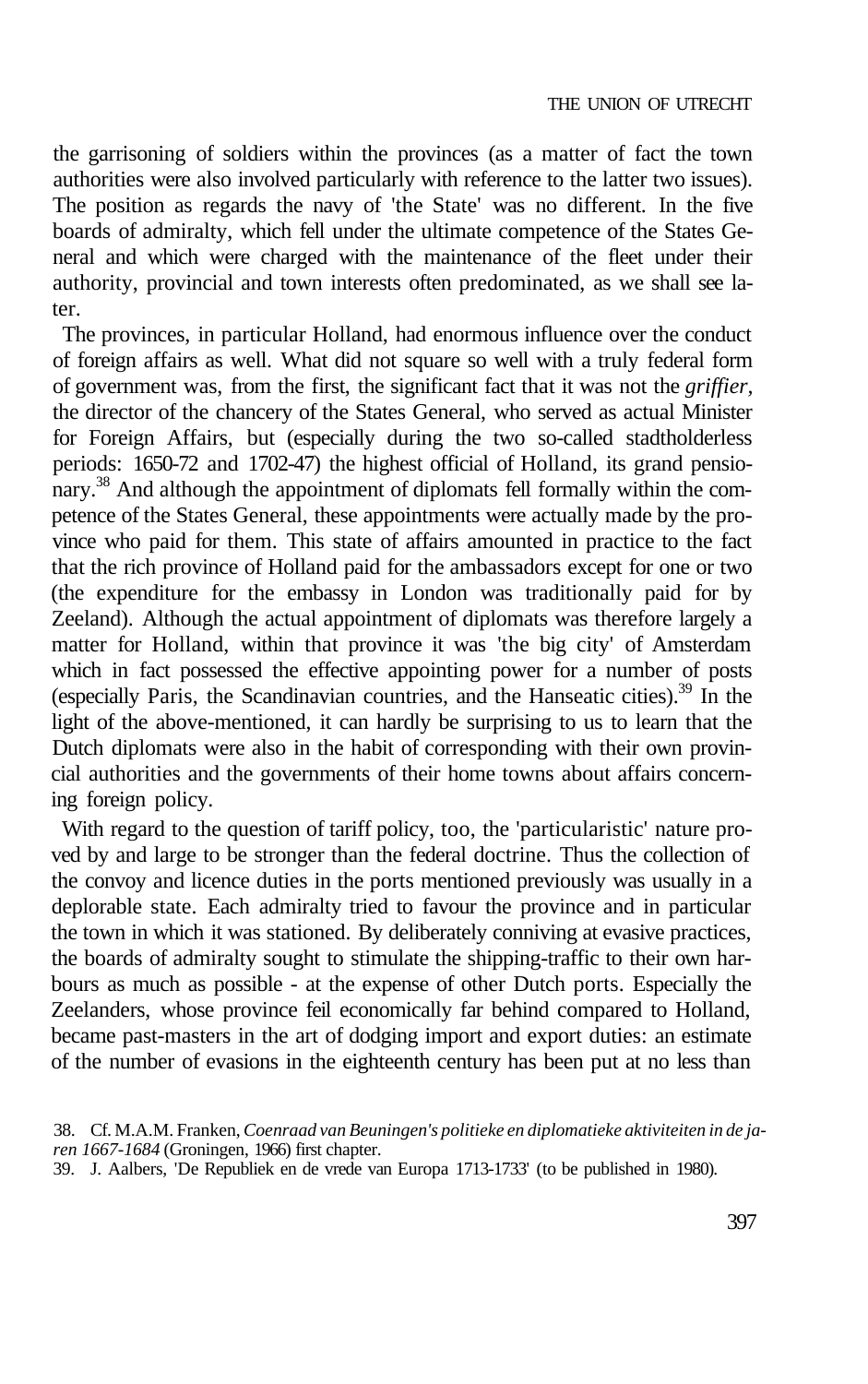the garrisoning of soldiers within the provinces (as a matter of fact the town authorities were also involved particularly with reference to the latter two issues). The position as regards the navy of 'the State' was no different. In the five boards of admiralty, which fell under the ultimate competence of the States General and which were charged with the maintenance of the fleet under their authority, provincial and town interests often predominated, as we shall see later.

The provinces, in particular Holland, had enormous influence over the conduct of foreign affairs as well. What did not square so well with a truly federal form of government was, from the first, the significant fact that it was not the *griffier*, the director of the chancery of the States General, who served as actual Minister for Foreign Affairs, but (especially during the two so-called stadtholderless periods: 1650-72 and 1702-47) the highest official of Holland, its grand pensionary.[38] And although the appointment of diplomats fell formally within the competence of the States General, these appointments were actually made by the province who paid for them. This state of affairs amounted in practice to the fact that the rich province of Holland paid for the ambassadors except for one or two (the expenditure for the embassy in London was traditionally paid for by Zeeland). Although the actual appointment of diplomats was therefore largely a matter for Holland, within that province it was 'the big city' of Amsterdam which in fact possessed the effective appointing power for a number of posts (especially Paris, the Scandinavian countries, and the Hanseatic cities).[39] In the light of the above-mentioned, it can hardly be surprising to us to learn that the Dutch diplomats were also in the habit of corresponding with their own provincial authorities and the governments of their home towns about affairs concerning foreign policy.

With regard to the question of tariff policy, too, the 'particularistic' nature proved by and large to be stronger than the federal doctrine. Thus the collection of the convoy and licence duties in the ports mentioned previously was usually in a deplorable state. Each admiralty tried to favour the province and in particular the town in which it was stationed. By deliberately conniving at evasive practices, the boards of admiralty sought to stimulate the shipping-traffic to their own harbours as much as possible - at the expense of other Dutch ports. Especially the Zeelanders, whose province feil economically far behind compared to Holland, became past-masters in the art of dodging import and export duties: an estimate of the number of evasions in the eighteenth century has been put at no less than

38. Cf. M.A.M. Franken, *Coenraad van Beuningen's politieke en diplomatieke aktiviteiten in de jaren 1667-1684* (Groningen, 1966) first chapter.

39. J. Aalbers, 'De Republiek en de vrede van Europa 1713-1733' (to be published in 1980).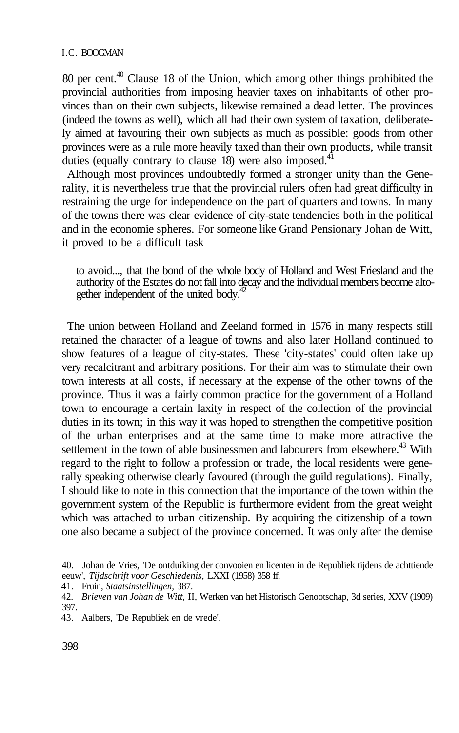80 per cent.[40] Clause 18 of the Union, which among other things prohibited the provincial authorities from imposing heavier taxes on inhabitants of other provinces than on their own subjects, likewise remained a dead letter. The provinces (indeed the towns as well), which all had their own system of taxation, deliberately aimed at favouring their own subjects as much as possible: goods from other provinces were as a rule more heavily taxed than their own products, while transit duties (equally contrary to clause 18) were also imposed.[41]

Although most provinces undoubtedly formed a stronger unity than the Generality, it is nevertheless true that the provincial rulers often had great difficulty in restraining the urge for independence on the part of quarters and towns. In many of the towns there was clear evidence of city-state tendencies both in the political and in the economie spheres. For someone like Grand Pensionary Johan de Witt, it proved to be a difficult task

> to avoid..., that the bond of the whole body of Holland and West Friesland and the authority of the Estates do not fall into decay and the individual members become altogether independent of the united body.[42]

The union between Holland and Zeeland formed in 1576 in many respects still retained the character of a league of towns and also later Holland continued to show features of a league of city-states. These 'city-states' could often take up very recalcitrant and arbitrary positions. For their aim was to stimulate their own town interests at all costs, if necessary at the expense of the other towns of the province. Thus it was a fairly common practice for the government of a Holland town to encourage a certain laxity in respect of the collection of the provincial duties in its town; in this way it was hoped to strengthen the competitive position of the urban enterprises and at the same time to make more attractive the settlement in the town of able businessmen and labourers from elsewhere.[43] With regard to the right to follow a profession or trade, the local residents were generally speaking otherwise clearly favoured (through the guild regulations). Finally, I should like to note in this connection that the importance of the town within the government system of the Republic is furthermore evident from the great weight which was attached to urban citizenship. By acquiring the citizenship of a town one also became a subject of the province concerned. It was only after the demise

40. Johan de Vries, 'De ontduiking der convooien en licenten in de Republiek tijdens de achttiende eeuw', *Tijdschrift voor Geschiedenis,* LXXI (1958) 358 ff.

41. Fruin, *Staatsinstellingen,* 387.

42. *Brieven van Johan de Witt,* II, Werken van het Historisch Genootschap, 3d series, XXV (1909) 397.

43. Aalbers, 'De Republiek en de vrede'.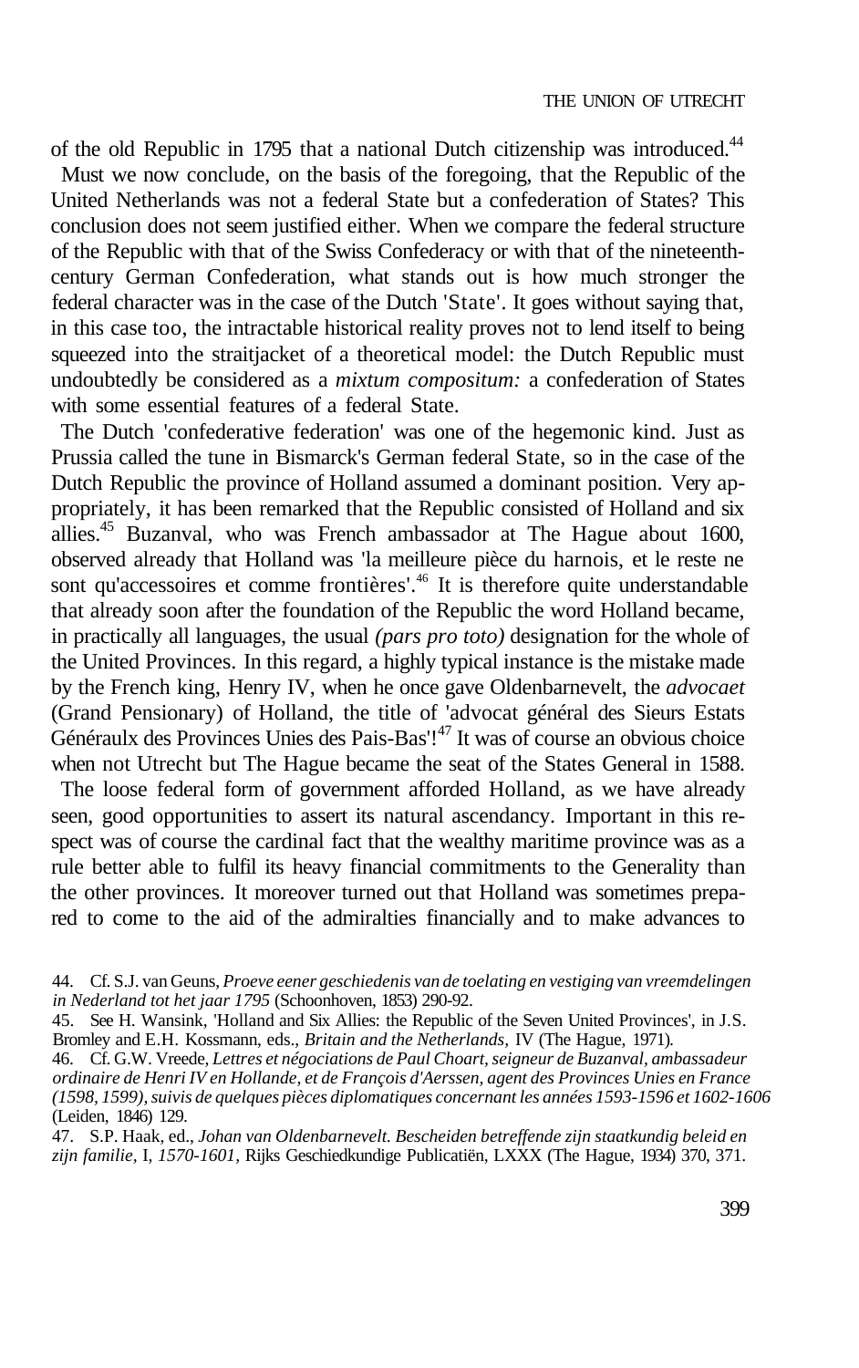of the old Republic in 1795 that a national Dutch citizenship was introduced.[44]

Must we now conclude, on the basis of the foregoing, that the Republic of the United Netherlands was not a federal State but a confederation of States? This conclusion does not seem justified either. When we compare the federal structure of the Republic with that of the Swiss Confederacy or with that of the nineteenth-century German Confederation, what stands out is how much stronger the federal character was in the case of the Dutch 'State'. It goes without saying that, in this case too, the intractable historical reality proves not to lend itself to being squeezed into the straitjacket of a theoretical model: the Dutch Republic must undoubtedly be considered as a *mixtum compositum:* a confederation of States with some essential features of a federal State.

The Dutch 'confederative federation' was one of the hegemonic kind. Just as Prussia called the tune in Bismarck's German federal State, so in the case of the Dutch Republic the province of Holland assumed a dominant position. Very appropriately, it has been remarked that the Republic consisted of Holland and six allies.[45] Buzanval, who was French ambassador at The Hague about 1600, observed already that Holland was 'la meilleure pièce du harnois, et le reste ne sont qu'accessoires et comme frontières'.[46] It is therefore quite understandable that already soon after the foundation of the Republic the word Holland became, in practically all languages, the usual *(pars pro toto)* designation for the whole of the United Provinces. In this regard, a highly typical instance is the mistake made by the French king, Henry IV, when he once gave Oldenbarnevelt, the *advocaet* (Grand Pensionary) of Holland, the title of 'advocat général des Sieurs Estats Généraulx des Provinces Unies des Pais-Bas'![47] It was of course an obvious choice when not Utrecht but The Hague became the seat of the States General in 1588.

The loose federal form of government afforded Holland, as we have already seen, good opportunities to assert its natural ascendancy. Important in this respect was of course the cardinal fact that the wealthy maritime province was as a rule better able to fulfil its heavy financial commitments to the Generality than the other provinces. It moreover turned out that Holland was sometimes prepared to come to the aid of the admiralties financially and to make advances to

44. Cf. S.J. van Geuns, *Proeve eener geschiedenis van de toelating en vestiging van vreemdelingen in Nederland tot het jaar 1795* (Schoonhoven, 1853) 290-92.

45. See H. Wansink, 'Holland and Six Allies: the Republic of the Seven United Provinces', in J.S. Bromley and E.H. Kossmann, eds., *Britain and the Netherlands,* IV (The Hague, 1971).

46. Cf. G.W. Vreede, *Lettres et négociations de Paul Choart, seigneur de Buzanval, ambassadeur ordinaire de Henri IV en Hollande, et de François d'Aerssen, agent des Provinces Unies en France (1598, 1599), suivis de quelques pièces diplomatiques concernant les années 1593-1596 et 1602-1606* (Leiden, 1846) 129.

47. S.P. Haak, ed., *Johan van Oldenbarnevelt. Bescheiden betreffende zijn staatkundig beleid en zijn familie,* I, *1570-1601*, Rijks Geschiedkundige Publicatiën, LXXX (The Hague, 1934) 370, 371.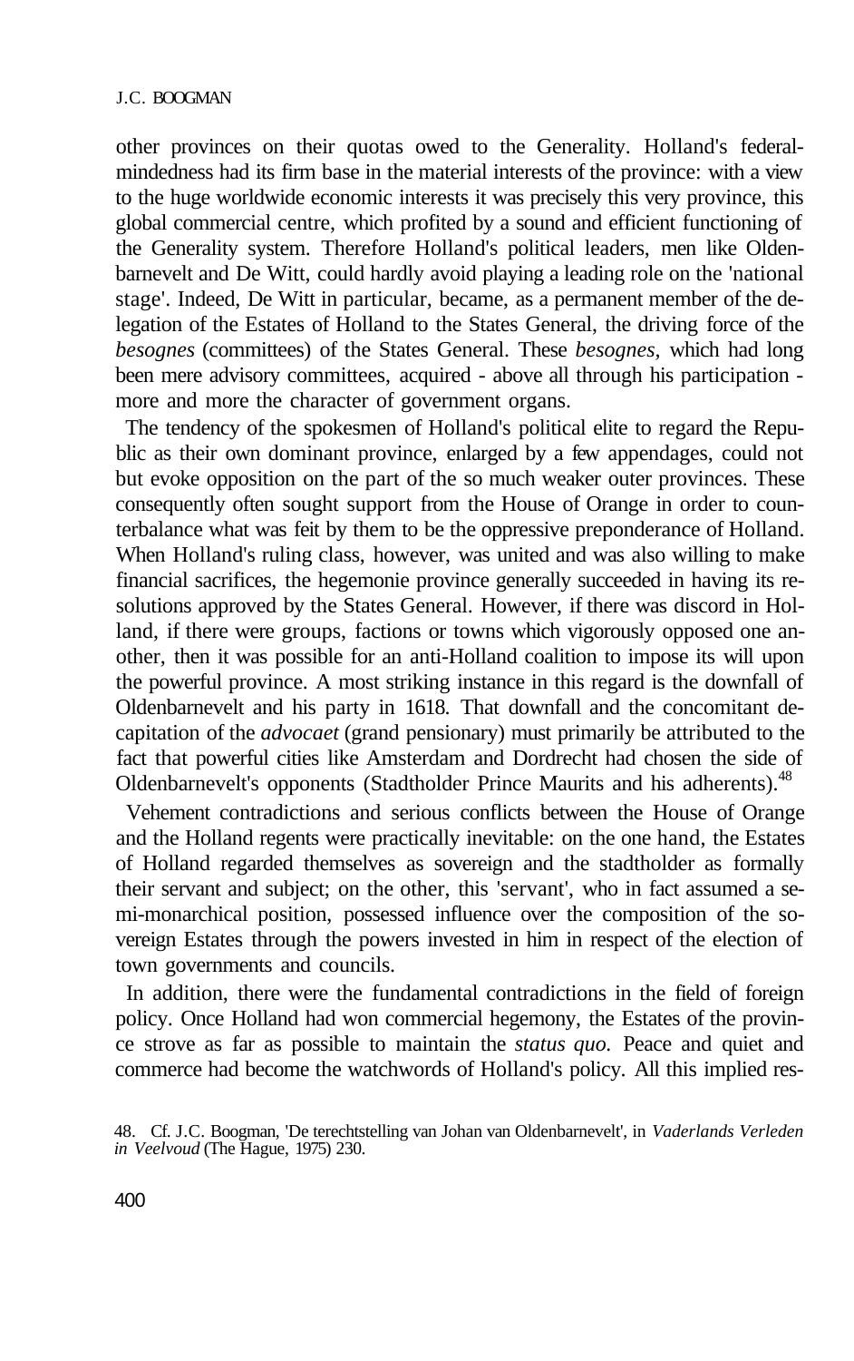other provinces on their quotas owed to the Generality. Holland's federal-mindedness had its firm base in the material interests of the province: with a view to the huge worldwide economic interests it was precisely this very province, this global commercial centre, which profited by a sound and efficient functioning of the Generality system. Therefore Holland's political leaders, men like Oldenbarnevelt and De Witt, could hardly avoid playing a leading role on the 'national stage'. Indeed, De Witt in particular, became, as a permanent member of the delegation of the Estates of Holland to the States General, the driving force of the *besognes* (committees) of the States General. These *besognes*, which had long been mere advisory committees, acquired - above all through his participation - more and more the character of government organs.

The tendency of the spokesmen of Holland's political elite to regard the Republic as their own dominant province, enlarged by a few appendages, could not but evoke opposition on the part of the so much weaker outer provinces. These consequently often sought support from the House of Orange in order to counterbalance what was feit by them to be the oppressive preponderance of Holland. When Holland's ruling class, however, was united and was also willing to make financial sacrifices, the hegemonie province generally succeeded in having its resolutions approved by the States General. However, if there was discord in Holland, if there were groups, factions or towns which vigorously opposed one another, then it was possible for an anti-Holland coalition to impose its will upon the powerful province. A most striking instance in this regard is the downfall of Oldenbarnevelt and his party in 1618. That downfall and the concomitant decapitation of the *advocaet* (grand pensionary) must primarily be attributed to the fact that powerful cities like Amsterdam and Dordrecht had chosen the side of Oldenbarnevelt's opponents (Stadtholder Prince Maurits and his adherents).[48]

Vehement contradictions and serious conflicts between the House of Orange and the Holland regents were practically inevitable: on the one hand, the Estates of Holland regarded themselves as sovereign and the stadtholder as formally their servant and subject; on the other, this 'servant', who in fact assumed a semi-monarchical position, possessed influence over the composition of the sovereign Estates through the powers invested in him in respect of the election of town governments and councils.

In addition, there were the fundamental contradictions in the field of foreign policy. Once Holland had won commercial hegemony, the Estates of the province strove as far as possible to maintain the *status quo.* Peace and quiet and commerce had become the watchwords of Holland's policy. All this implied res-

48. Cf. J.C. Boogman, 'De terechtstelling van Johan van Oldenbarnevelt', in *Vaderlands Verleden in Veelvoud* (The Hague, 1975) 230.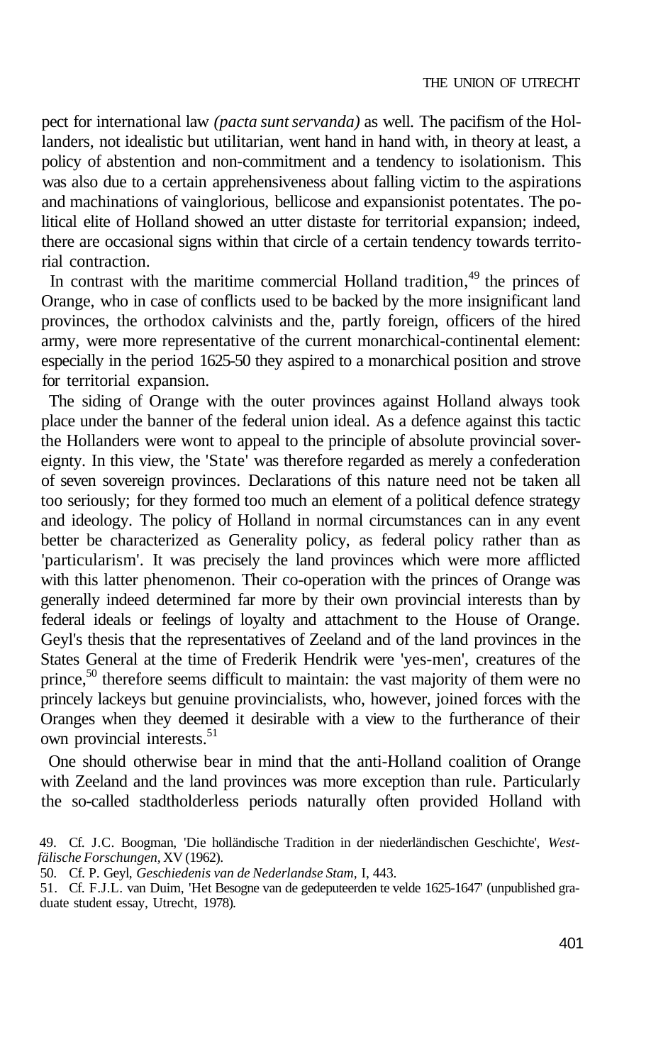pect for international law *(pacta sunt servanda)* as well. The pacifism of the Hollanders, not idealistic but utilitarian, went hand in hand with, in theory at least, a policy of abstention and non-commitment and a tendency to isolationism. This was also due to a certain apprehensiveness about falling victim to the aspirations and machinations of vainglorious, bellicose and expansionist potentates. The political elite of Holland showed an utter distaste for territorial expansion; indeed, there are occasional signs within that circle of a certain tendency towards territorial contraction.

In contrast with the maritime commercial Holland tradition,[49] the princes of Orange, who in case of conflicts used to be backed by the more insignificant land provinces, the orthodox calvinists and the, partly foreign, officers of the hired army, were more representative of the current monarchical-continental element: especially in the period 1625-50 they aspired to a monarchical position and strove for territorial expansion.

The siding of Orange with the outer provinces against Holland always took place under the banner of the federal union ideal. As a defence against this tactic the Hollanders were wont to appeal to the principle of absolute provincial sovereignty. In this view, the 'State' was therefore regarded as merely a confederation of seven sovereign provinces. Declarations of this nature need not be taken all too seriously; for they formed too much an element of a political defence strategy and ideology. The policy of Holland in normal circumstances can in any event better be characterized as Generality policy, as federal policy rather than as 'particularism'. It was precisely the land provinces which were more afflicted with this latter phenomenon. Their co-operation with the princes of Orange was generally indeed determined far more by their own provincial interests than by federal ideals or feelings of loyalty and attachment to the House of Orange. Geyl's thesis that the representatives of Zeeland and of the land provinces in the States General at the time of Frederik Hendrik were 'yes-men', creatures of the prince,[50] therefore seems difficult to maintain: the vast majority of them were no princely lackeys but genuine provincialists, who, however, joined forces with the Oranges when they deemed it desirable with a view to the furtherance of their own provincial interests.[51]

One should otherwise bear in mind that the anti-Holland coalition of Orange with Zeeland and the land provinces was more exception than rule. Particularly the so-called stadtholderless periods naturally often provided Holland with

49. Cf. J.C. Boogman, 'Die holländische Tradition in der niederländischen Geschichte', *Westfälische Forschungen*, XV (1962).

50. Cf. P. Geyl, *Geschiedenis van de Nederlandse Stam*, I, 443.

51. Cf. F.J.L. van Duim, 'Het Besogne van de gedeputeerden te velde 1625-1647' (unpublished graduate student essay, Utrecht, 1978).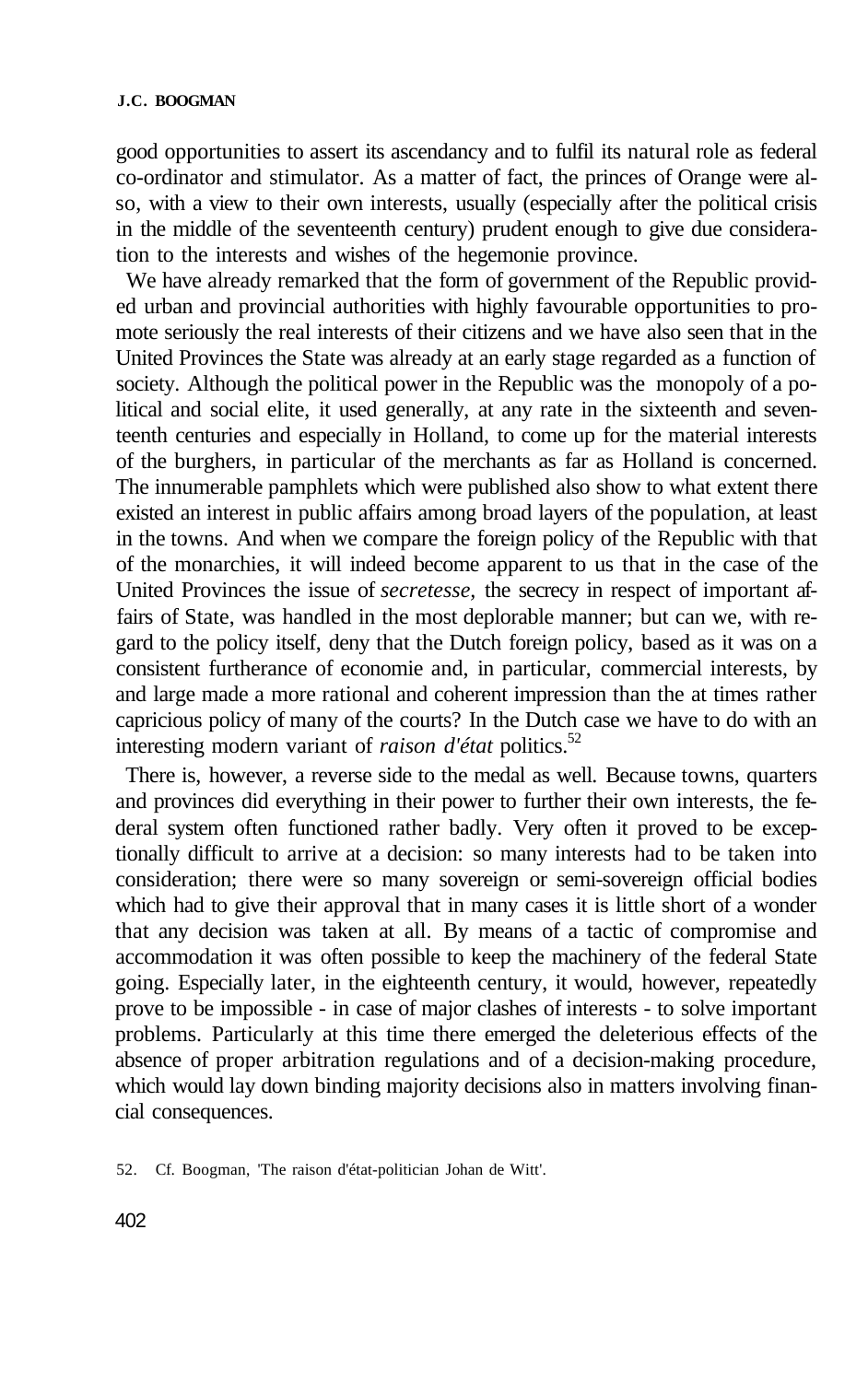good opportunities to assert its ascendancy and to fulfil its natural role as federal co-ordinator and stimulator. As a matter of fact, the princes of Orange were also, with a view to their own interests, usually (especially after the political crisis in the middle of the seventeenth century) prudent enough to give due consideration to the interests and wishes of the hegemonie province.

We have already remarked that the form of government of the Republic provided urban and provincial authorities with highly favourable opportunities to promote seriously the real interests of their citizens and we have also seen that in the United Provinces the State was already at an early stage regarded as a function of society. Although the political power in the Republic was the monopoly of a political and social elite, it used generally, at any rate in the sixteenth and seventeenth centuries and especially in Holland, to come up for the material interests of the burghers, in particular of the merchants as far as Holland is concerned. The innumerable pamphlets which were published also show to what extent there existed an interest in public affairs among broad layers of the population, at least in the towns. And when we compare the foreign policy of the Republic with that of the monarchies, it will indeed become apparent to us that in the case of the United Provinces the issue of *secretesse,* the secrecy in respect of important affairs of State, was handled in the most deplorable manner; but can we, with regard to the policy itself, deny that the Dutch foreign policy, based as it was on a consistent furtherance of economie and, in particular, commercial interests, by and large made a more rational and coherent impression than the at times rather capricious policy of many of the courts? In the Dutch case we have to do with an interesting modern variant of *raison d'état* politics.[52]

There is, however, a reverse side to the medal as well. Because towns, quarters and provinces did everything in their power to further their own interests, the federal system often functioned rather badly. Very often it proved to be exceptionally difficult to arrive at a decision: so many interests had to be taken into consideration; there were so many sovereign or semi-sovereign official bodies which had to give their approval that in many cases it is little short of a wonder that any decision was taken at all. By means of a tactic of compromise and accommodation it was often possible to keep the machinery of the federal State going. Especially later, in the eighteenth century, it would, however, repeatedly prove to be impossible - in case of major clashes of interests - to solve important problems. Particularly at this time there emerged the deleterious effects of the absence of proper arbitration regulations and of a decision-making procedure, which would lay down binding majority decisions also in matters involving financial consequences.

52. Cf. Boogman, 'The raison d'état-politician Johan de Witt'.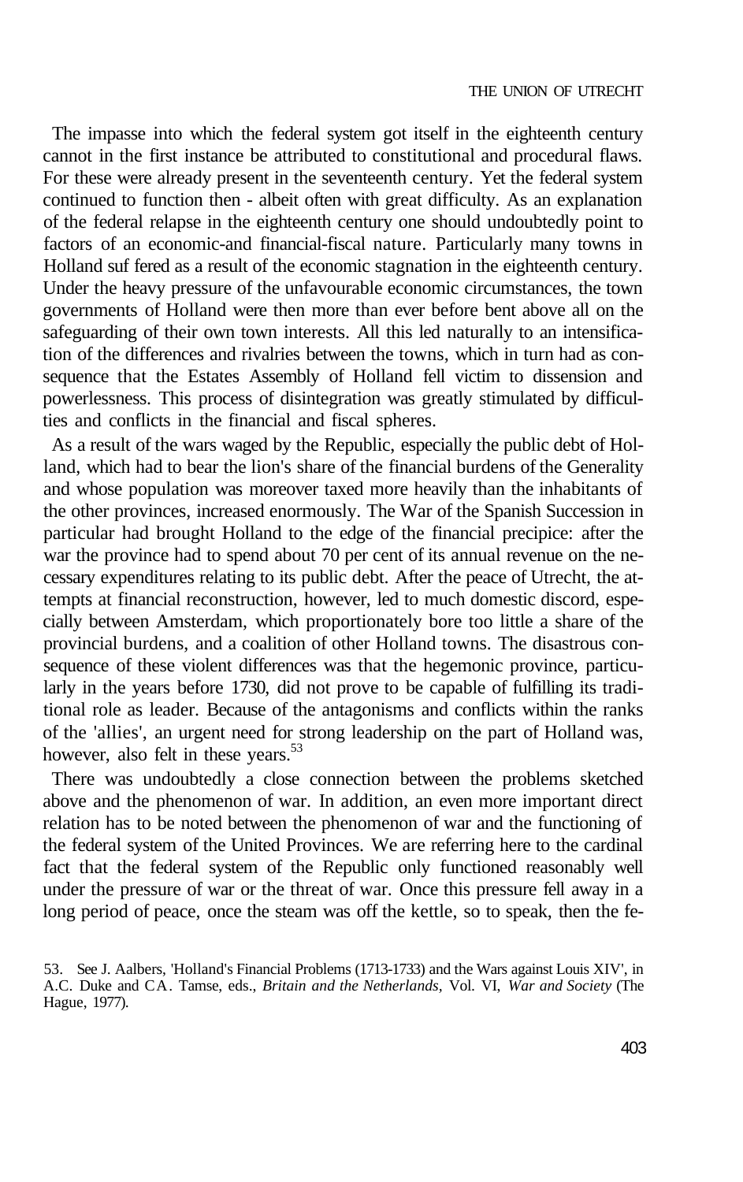The impasse into which the federal system got itself in the eighteenth century cannot in the first instance be attributed to constitutional and procedural flaws. For these were already present in the seventeenth century. Yet the federal system continued to function then - albeit often with great difficulty. As an explanation of the federal relapse in the eighteenth century one should undoubtedly point to factors of an economic-and financial-fiscal nature. Particularly many towns in Holland suf fered as a result of the economic stagnation in the eighteenth century. Under the heavy pressure of the unfavourable economic circumstances, the town governments of Holland were then more than ever before bent above all on the safeguarding of their own town interests. All this led naturally to an intensification of the differences and rivalries between the towns, which in turn had as consequence that the Estates Assembly of Holland fell victim to dissension and powerlessness. This process of disintegration was greatly stimulated by difficulties and conflicts in the financial and fiscal spheres.

As a result of the wars waged by the Republic, especially the public debt of Holland, which had to bear the lion's share of the financial burdens of the Generality and whose population was moreover taxed more heavily than the inhabitants of the other provinces, increased enormously. The War of the Spanish Succession in particular had brought Holland to the edge of the financial precipice: after the war the province had to spend about 70 per cent of its annual revenue on the necessary expenditures relating to its public debt. After the peace of Utrecht, the attempts at financial reconstruction, however, led to much domestic discord, especially between Amsterdam, which proportionately bore too little a share of the provincial burdens, and a coalition of other Holland towns. The disastrous consequence of these violent differences was that the hegemonic province, particularly in the years before 1730, did not prove to be capable of fulfilling its traditional role as leader. Because of the antagonisms and conflicts within the ranks of the 'allies', an urgent need for strong leadership on the part of Holland was, however, also felt in these years.[53]

There was undoubtedly a close connection between the problems sketched above and the phenomenon of war. In addition, an even more important direct relation has to be noted between the phenomenon of war and the functioning of the federal system of the United Provinces. We are referring here to the cardinal fact that the federal system of the Republic only functioned reasonably well under the pressure of war or the threat of war. Once this pressure fell away in a long period of peace, once the steam was off the kettle, so to speak, then the fe-

53. See J. Aalbers, 'Holland's Financial Problems (1713-1733) and the Wars against Louis XIV', in A.C. Duke and CA. Tamse, eds., *Britain and the Netherlands,* Vol. VI, *War and Society* (The Hague, 1977).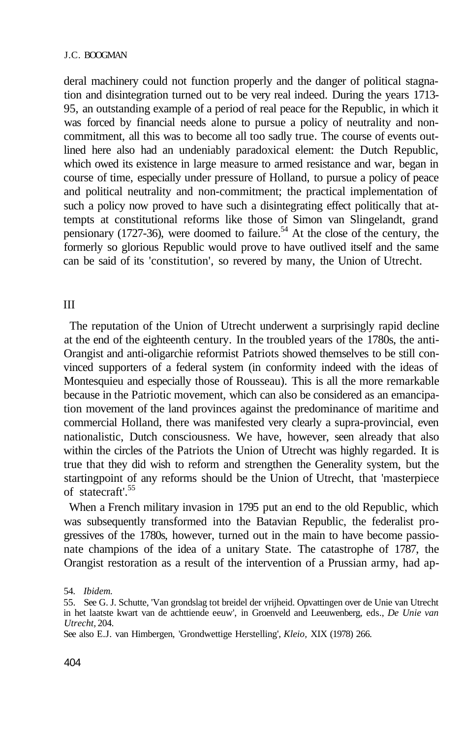deral machinery could not function properly and the danger of political stagnation and disintegration turned out to be very real indeed. During the years 1713-95, an outstanding example of a period of real peace for the Republic, in which it was forced by financial needs alone to pursue a policy of neutrality and non-commitment, all this was to become all too sadly true. The course of events outlined here also had an undeniably paradoxical element: the Dutch Republic, which owed its existence in large measure to armed resistance and war, began in course of time, especially under pressure of Holland, to pursue a policy of peace and political neutrality and non-commitment; the practical implementation of such a policy now proved to have such a disintegrating effect politically that attempts at constitutional reforms like those of Simon van Slingelandt, grand pensionary (1727-36), were doomed to failure.[54] At the close of the century, the formerly so glorious Republic would prove to have outlived itself and the same can be said of its 'constitution', so revered by many, the Union of Utrecht.

## III

The reputation of the Union of Utrecht underwent a surprisingly rapid decline at the end of the eighteenth century. In the troubled years of the 1780s, the anti-Orangist and anti-oligarchie reformist Patriots showed themselves to be still convinced supporters of a federal system (in conformity indeed with the ideas of Montesquieu and especially those of Rousseau). This is all the more remarkable because in the Patriotic movement, which can also be considered as an emancipation movement of the land provinces against the predominance of maritime and commercial Holland, there was manifested very clearly a supra-provincial, even nationalistic, Dutch consciousness. We have, however, seen already that also within the circles of the Patriots the Union of Utrecht was highly regarded. It is true that they did wish to reform and strengthen the Generality system, but the startingpoint of any reforms should be the Union of Utrecht, that 'masterpiece of statecraft'.[55]

When a French military invasion in 1795 put an end to the old Republic, which was subsequently transformed into the Batavian Republic, the federalist progressives of the 1780s, however, turned out in the main to have become passionate champions of the idea of a unitary State. The catastrophe of 1787, the Orangist restoration as a result of the intervention of a Prussian army, had ap-

54. *Ibidem.*

55. See G. J. Schutte, 'Van grondslag tot breidel der vrijheid. Opvattingen over de Unie van Utrecht in het laatste kwart van de achttiende eeuw', in Groenveld and Leeuwenberg, eds., *De Unie van Utrecht*, 204.

See also E.J. van Himbergen, 'Grondwettige Herstelling', *Kleio,* XIX (1978) 266.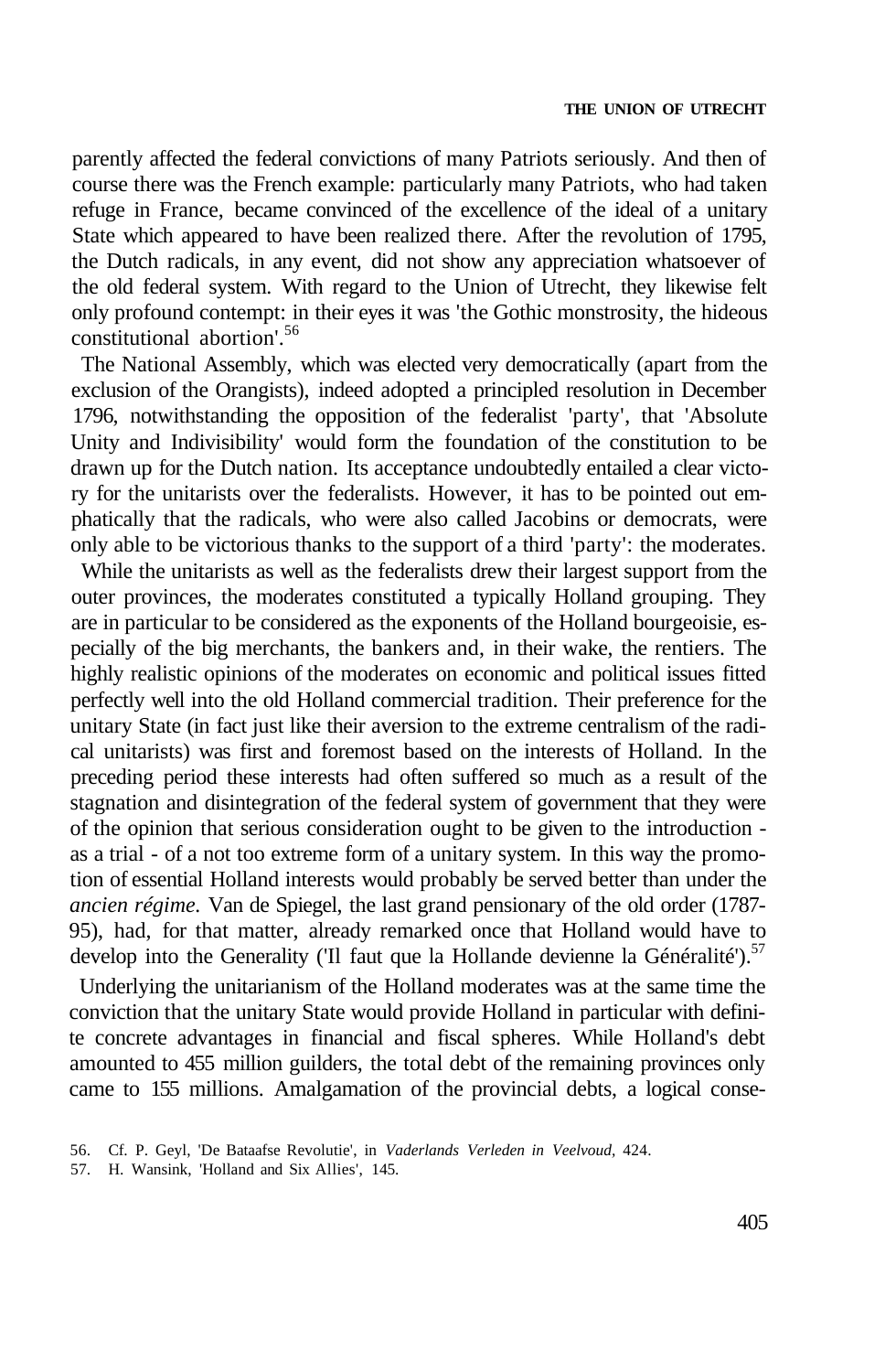parently affected the federal convictions of many Patriots seriously. And then of course there was the French example: particularly many Patriots, who had taken refuge in France, became convinced of the excellence of the ideal of a unitary State which appeared to have been realized there. After the revolution of 1795, the Dutch radicals, in any event, did not show any appreciation whatsoever of the old federal system. With regard to the Union of Utrecht, they likewise felt only profound contempt: in their eyes it was 'the Gothic monstrosity, the hideous constitutional abortion'.[56]

The National Assembly, which was elected very democratically (apart from the exclusion of the Orangists), indeed adopted a principled resolution in December 1796, notwithstanding the opposition of the federalist 'party', that 'Absolute Unity and Indivisibility' would form the foundation of the constitution to be drawn up for the Dutch nation. Its acceptance undoubtedly entailed a clear victory for the unitarists over the federalists. However, it has to be pointed out emphatically that the radicals, who were also called Jacobins or democrats, were only able to be victorious thanks to the support of a third 'party': the moderates.

While the unitarists as well as the federalists drew their largest support from the outer provinces, the moderates constituted a typically Holland grouping. They are in particular to be considered as the exponents of the Holland bourgeoisie, especially of the big merchants, the bankers and, in their wake, the rentiers. The highly realistic opinions of the moderates on economic and political issues fitted perfectly well into the old Holland commercial tradition. Their preference for the unitary State (in fact just like their aversion to the extreme centralism of the radical unitarists) was first and foremost based on the interests of Holland. In the preceding period these interests had often suffered so much as a result of the stagnation and disintegration of the federal system of government that they were of the opinion that serious consideration ought to be given to the introduction - as a trial - of a not too extreme form of a unitary system. In this way the promotion of essential Holland interests would probably be served better than under the *ancien régime*. Van de Spiegel, the last grand pensionary of the old order (1787-95), had, for that matter, already remarked once that Holland would have to develop into the Generality ('Il faut que la Hollande devienne la Généralité').[57]

Underlying the unitarianism of the Holland moderates was at the same time the conviction that the unitary State would provide Holland in particular with definite concrete advantages in financial and fiscal spheres. While Holland's debt amounted to 455 million guilders, the total debt of the remaining provinces only came to 155 millions. Amalgamation of the provincial debts, a logical conse-

56. Cf. P. Geyl, 'De Bataafse Revolutie', in *Vaderlands Verleden in Veelvoud*, 424.
57. H. Wansink, 'Holland and Six Allies', 145.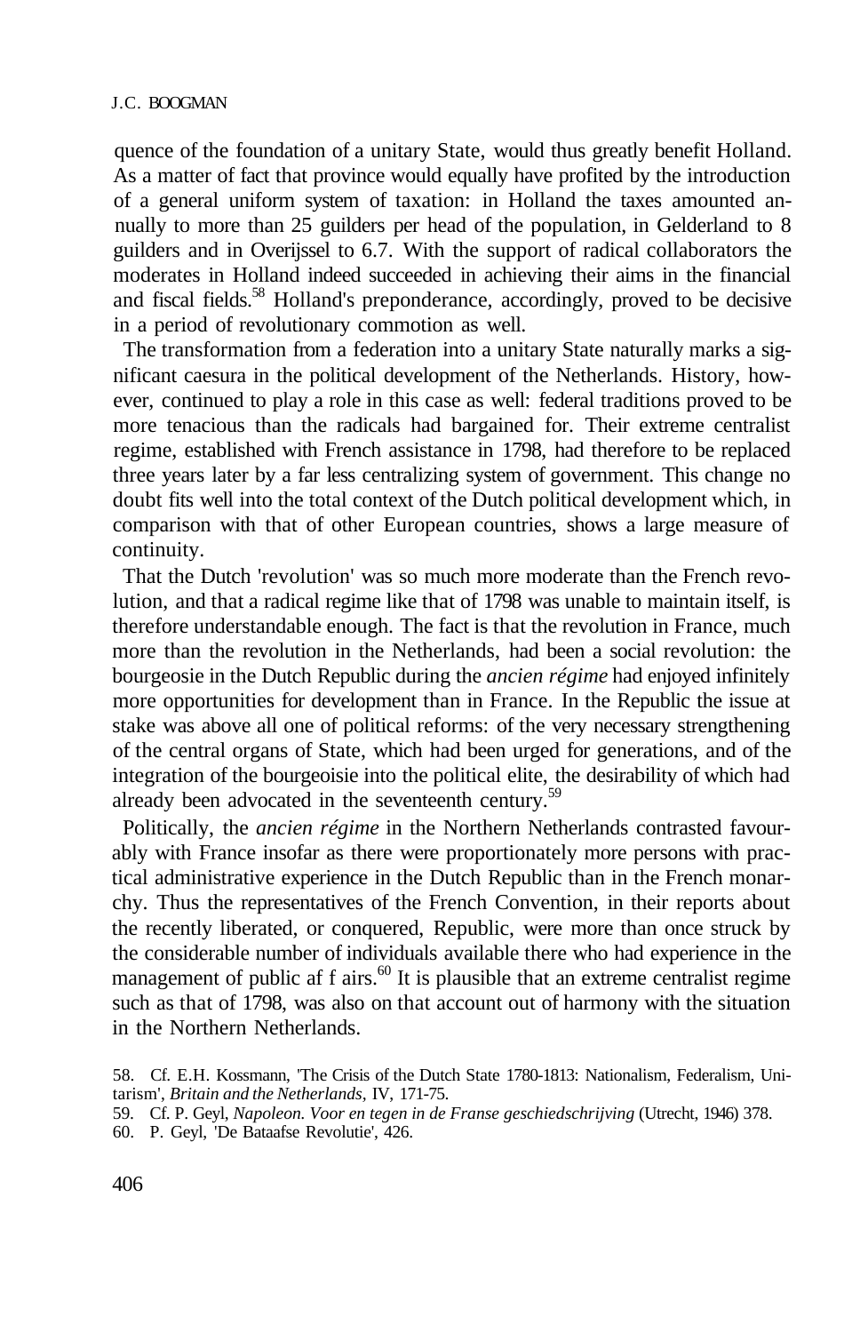quence of the foundation of a unitary State, would thus greatly benefit Holland. As a matter of fact that province would equally have profited by the introduction of a general uniform system of taxation: in Holland the taxes amounted annually to more than 25 guilders per head of the population, in Gelderland to 8 guilders and in Overijssel to 6.7. With the support of radical collaborators the moderates in Holland indeed succeeded in achieving their aims in the financial and fiscal fields.[58] Holland's preponderance, accordingly, proved to be decisive in a period of revolutionary commotion as well.

The transformation from a federation into a unitary State naturally marks a significant caesura in the political development of the Netherlands. History, however, continued to play a role in this case as well: federal traditions proved to be more tenacious than the radicals had bargained for. Their extreme centralist regime, established with French assistance in 1798, had therefore to be replaced three years later by a far less centralizing system of government. This change no doubt fits well into the total context of the Dutch political development which, in comparison with that of other European countries, shows a large measure of continuity.

That the Dutch 'revolution' was so much more moderate than the French revolution, and that a radical regime like that of 1798 was unable to maintain itself, is therefore understandable enough. The fact is that the revolution in France, much more than the revolution in the Netherlands, had been a social revolution: the bourgeosie in the Dutch Republic during the *ancien régime* had enjoyed infinitely more opportunities for development than in France. In the Republic the issue at stake was above all one of political reforms: of the very necessary strengthening of the central organs of State, which had been urged for generations, and of the integration of the bourgeoisie into the political elite, the desirability of which had already been advocated in the seventeenth century.[59]

Politically, the *ancien régime* in the Northern Netherlands contrasted favourably with France insofar as there were proportionately more persons with practical administrative experience in the Dutch Republic than in the French monarchy. Thus the representatives of the French Convention, in their reports about the recently liberated, or conquered, Republic, were more than once struck by the considerable number of individuals available there who had experience in the management of public af f airs.[60] It is plausible that an extreme centralist regime such as that of 1798, was also on that account out of harmony with the situation in the Northern Netherlands.

58. Cf. E.H. Kossmann, 'The Crisis of the Dutch State 1780-1813: Nationalism, Federalism, Unitarism', *Britain and the Netherlands*, IV, 171-75.

59. Cf. P. Geyl, *Napoleon. Voor en tegen in de Franse geschiedschrijving* (Utrecht, 1946) 378.

60. P. Geyl, 'De Bataafse Revolutie', 426.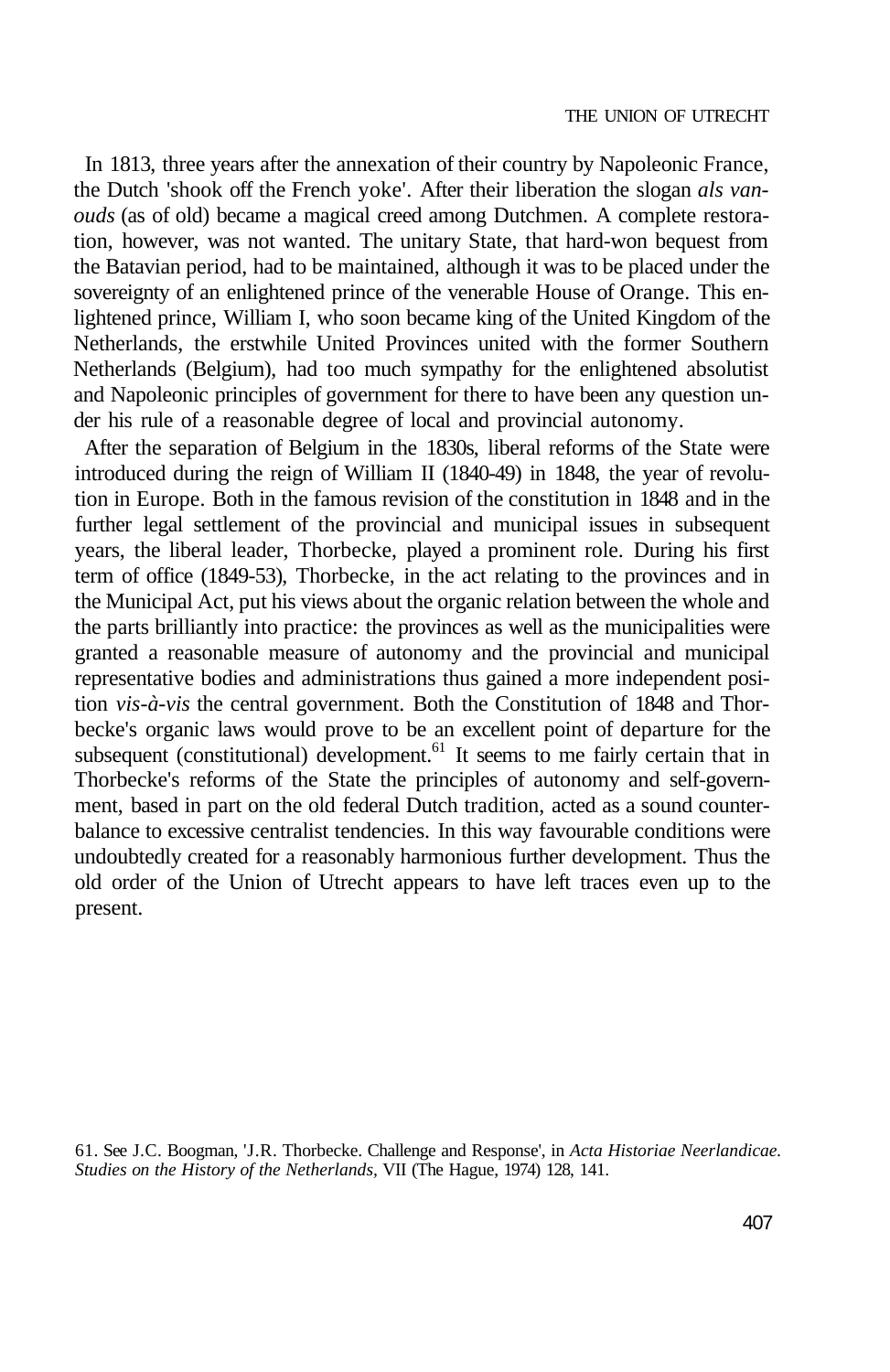In 1813, three years after the annexation of their country by Napoleonic France, the Dutch 'shook off the French yoke'. After their liberation the slogan *als vanouds* (as of old) became a magical creed among Dutchmen. A complete restoration, however, was not wanted. The unitary State, that hard-won bequest from the Batavian period, had to be maintained, although it was to be placed under the sovereignty of an enlightened prince of the venerable House of Orange. This enlightened prince, William I, who soon became king of the United Kingdom of the Netherlands, the erstwhile United Provinces united with the former Southern Netherlands (Belgium), had too much sympathy for the enlightened absolutist and Napoleonic principles of government for there to have been any question under his rule of a reasonable degree of local and provincial autonomy.

After the separation of Belgium in the 1830s, liberal reforms of the State were introduced during the reign of William II (1840-49) in 1848, the year of revolution in Europe. Both in the famous revision of the constitution in 1848 and in the further legal settlement of the provincial and municipal issues in subsequent years, the liberal leader, Thorbecke, played a prominent role. During his first term of office (1849-53), Thorbecke, in the act relating to the provinces and in the Municipal Act, put his views about the organic relation between the whole and the parts brilliantly into practice: the provinces as well as the municipalities were granted a reasonable measure of autonomy and the provincial and municipal representative bodies and administrations thus gained a more independent position *vis-à-vis* the central government. Both the Constitution of 1848 and Thorbecke's organic laws would prove to be an excellent point of departure for the subsequent (constitutional) development.[61] It seems to me fairly certain that in Thorbecke's reforms of the State the principles of autonomy and self-government, based in part on the old federal Dutch tradition, acted as a sound counterbalance to excessive centralist tendencies. In this way favourable conditions were undoubtedly created for a reasonably harmonious further development. Thus the old order of the Union of Utrecht appears to have left traces even up to the present.

61. See J.C. Boogman, 'J.R. Thorbecke. Challenge and Response', in *Acta Historiae Neerlandicae. Studies on the History of the Netherlands*, VII (The Hague, 1974) 128, 141.